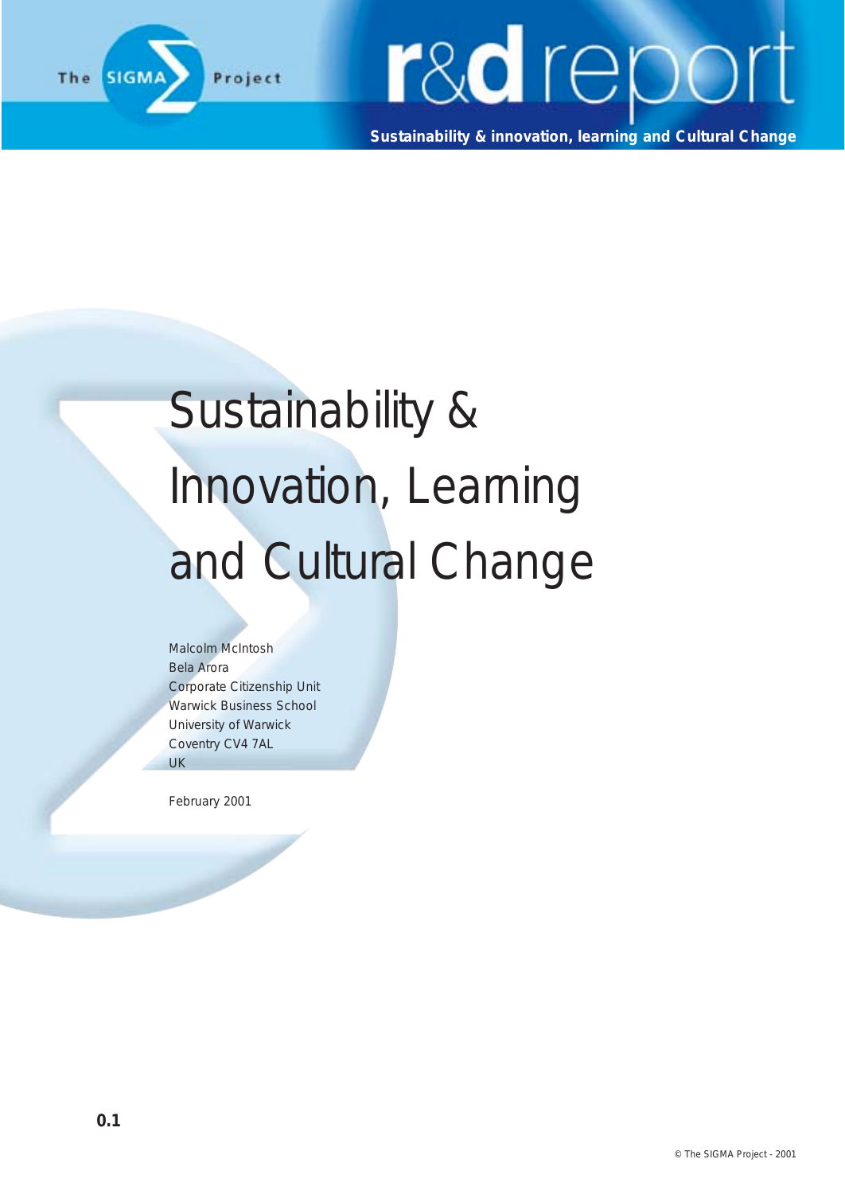The SIGMA Project

r&d report

**Sustainability & innovation, learning and Cultural Change**

# Sustainability & Innovation, Learning and Cultural Change

Malcolm McIntosh
Bela Arora
Corporate Citizenship Unit
Warwick Business School
University of Warwick
Coventry CV4 7AL
UK

February 2001

**0.1**

© The SIGMA Project - 2001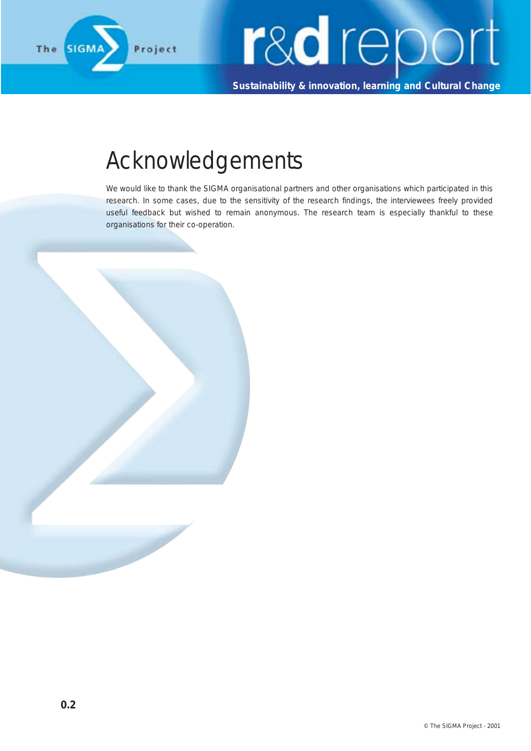# Acknowledgements

We would like to thank the SIGMA organisational partners and other organisations which participated in this research. In some cases, due to the sensitivity of the research findings, the interviewees freely provided useful feedback but wished to remain anonymous. The research team is especially thankful to these organisations for their co-operation.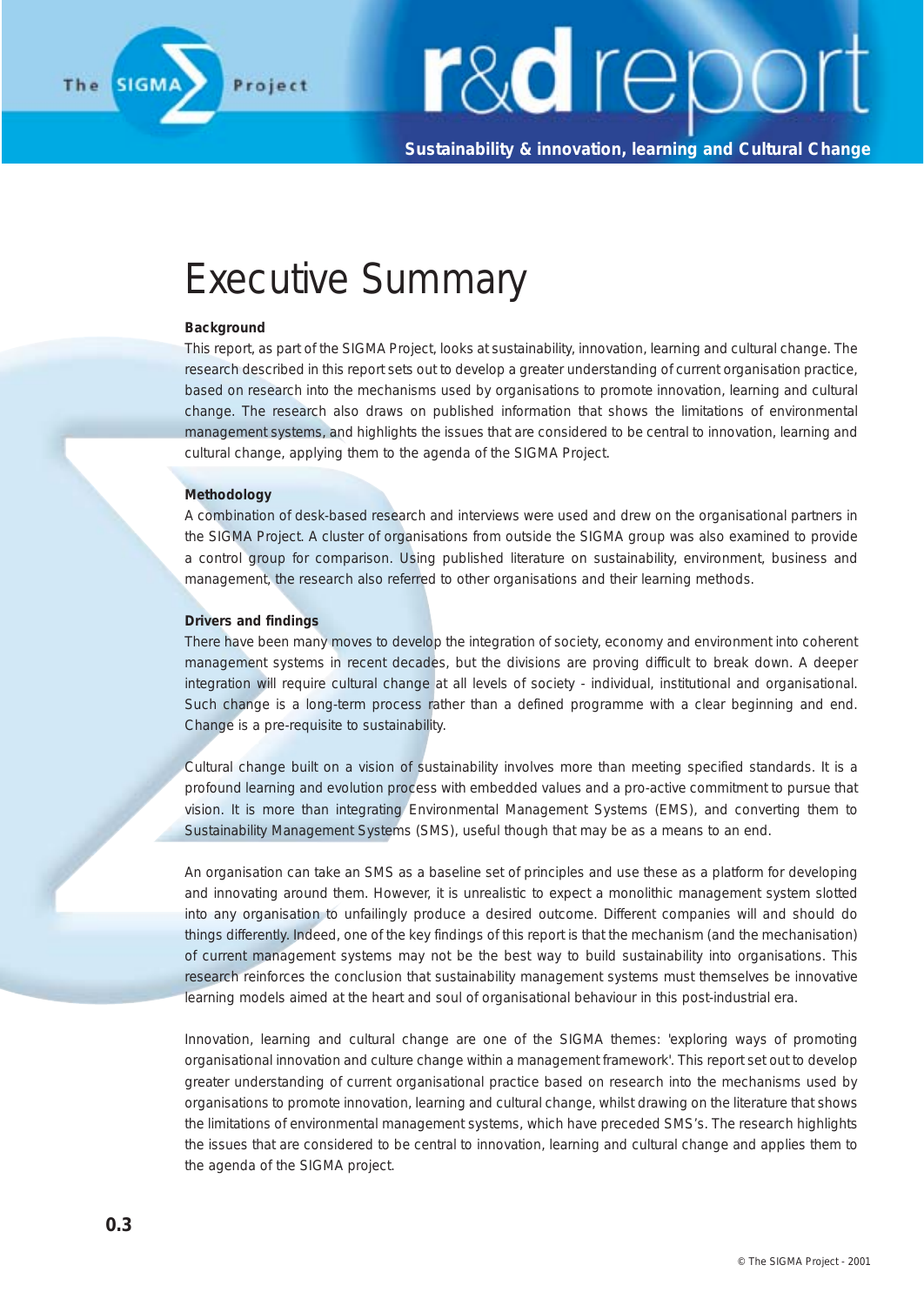# Executive Summary

**Background**

This report, as part of the SIGMA Project, looks at sustainability, innovation, learning and cultural change. The research described in this report sets out to develop a greater understanding of current organisation practice, based on research into the mechanisms used by organisations to promote innovation, learning and cultural change. The research also draws on published information that shows the limitations of environmental management systems, and highlights the issues that are considered to be central to innovation, learning and cultural change, applying them to the agenda of the SIGMA Project.

**Methodology**

A combination of desk-based research and interviews were used and drew on the organisational partners in the SIGMA Project. A cluster of organisations from outside the SIGMA group was also examined to provide a control group for comparison. Using published literature on sustainability, environment, business and management, the research also referred to other organisations and their learning methods.

**Drivers and findings**

There have been many moves to develop the integration of society, economy and environment into coherent management systems in recent decades, but the divisions are proving difficult to break down. A deeper integration will require cultural change at all levels of society - individual, institutional and organisational. Such change is a long-term process rather than a defined programme with a clear beginning and end. Change is a pre-requisite to sustainability.

Cultural change built on a vision of sustainability involves more than meeting specified standards. It is a profound learning and evolution process with embedded values and a pro-active commitment to pursue that vision. It is more than integrating Environmental Management Systems (EMS), and converting them to Sustainability Management Systems (SMS), useful though that may be as a means to an end.

An organisation can take an SMS as a baseline set of principles and use these as a platform for developing and innovating around them. However, it is unrealistic to expect a monolithic management system slotted into any organisation to unfailingly produce a desired outcome. Different companies will and should do things differently. Indeed, one of the key findings of this report is that the mechanism (and the mechanisation) of current management systems may not be the best way to build sustainability into organisations. This research reinforces the conclusion that sustainability management systems must themselves be innovative learning models aimed at the heart and soul of organisational behaviour in this post-industrial era.

Innovation, learning and cultural change are one of the SIGMA themes: 'exploring ways of promoting organisational innovation and culture change within a management framework'. This report set out to develop greater understanding of current organisational practice based on research into the mechanisms used by organisations to promote innovation, learning and cultural change, whilst drawing on the literature that shows the limitations of environmental management systems, which have preceded SMS's. The research highlights the issues that are considered to be central to innovation, learning and cultural change and applies them to the agenda of the SIGMA project.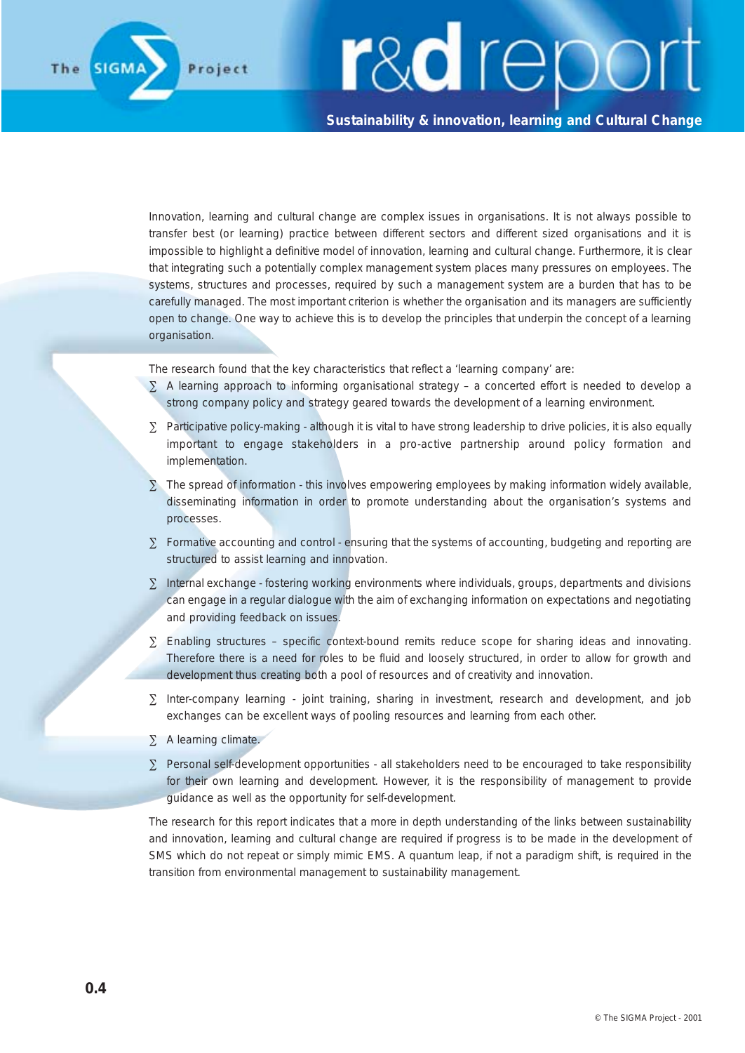Innovation, learning and cultural change are complex issues in organisations. It is not always possible to transfer best (or learning) practice between different sectors and different sized organisations and it is impossible to highlight a definitive model of innovation, learning and cultural change. Furthermore, it is clear that integrating such a potentially complex management system places many pressures on employees. The systems, structures and processes, required by such a management system are a burden that has to be carefully managed. The most important criterion is whether the organisation and its managers are sufficiently open to change. One way to achieve this is to develop the principles that underpin the concept of a learning organisation.

The research found that the key characteristics that reflect a 'learning company' are:

- A learning approach to informing organisational strategy – a concerted effort is needed to develop a strong company policy and strategy geared towards the development of a learning environment.
- Participative policy-making - although it is vital to have strong leadership to drive policies, it is also equally important to engage stakeholders in a pro-active partnership around policy formation and implementation.
- The spread of information - this involves empowering employees by making information widely available, disseminating information in order to promote understanding about the organisation's systems and processes.
- Formative accounting and control - ensuring that the systems of accounting, budgeting and reporting are structured to assist learning and innovation.
- Internal exchange - fostering working environments where individuals, groups, departments and divisions can engage in a regular dialogue with the aim of exchanging information on expectations and negotiating and providing feedback on issues.
- Enabling structures – specific context-bound remits reduce scope for sharing ideas and innovating. Therefore there is a need for roles to be fluid and loosely structured, in order to allow for growth and development thus creating both a pool of resources and of creativity and innovation.
- Inter-company learning - joint training, sharing in investment, research and development, and job exchanges can be excellent ways of pooling resources and learning from each other.
- A learning climate.
- Personal self-development opportunities - all stakeholders need to be encouraged to take responsibility for their own learning and development. However, it is the responsibility of management to provide guidance as well as the opportunity for self-development.

The research for this report indicates that a more in depth understanding of the links between sustainability and innovation, learning and cultural change are required if progress is to be made in the development of SMS which do not repeat or simply mimic EMS. A quantum leap, if not a paradigm shift, is required in the transition from environmental management to sustainability management.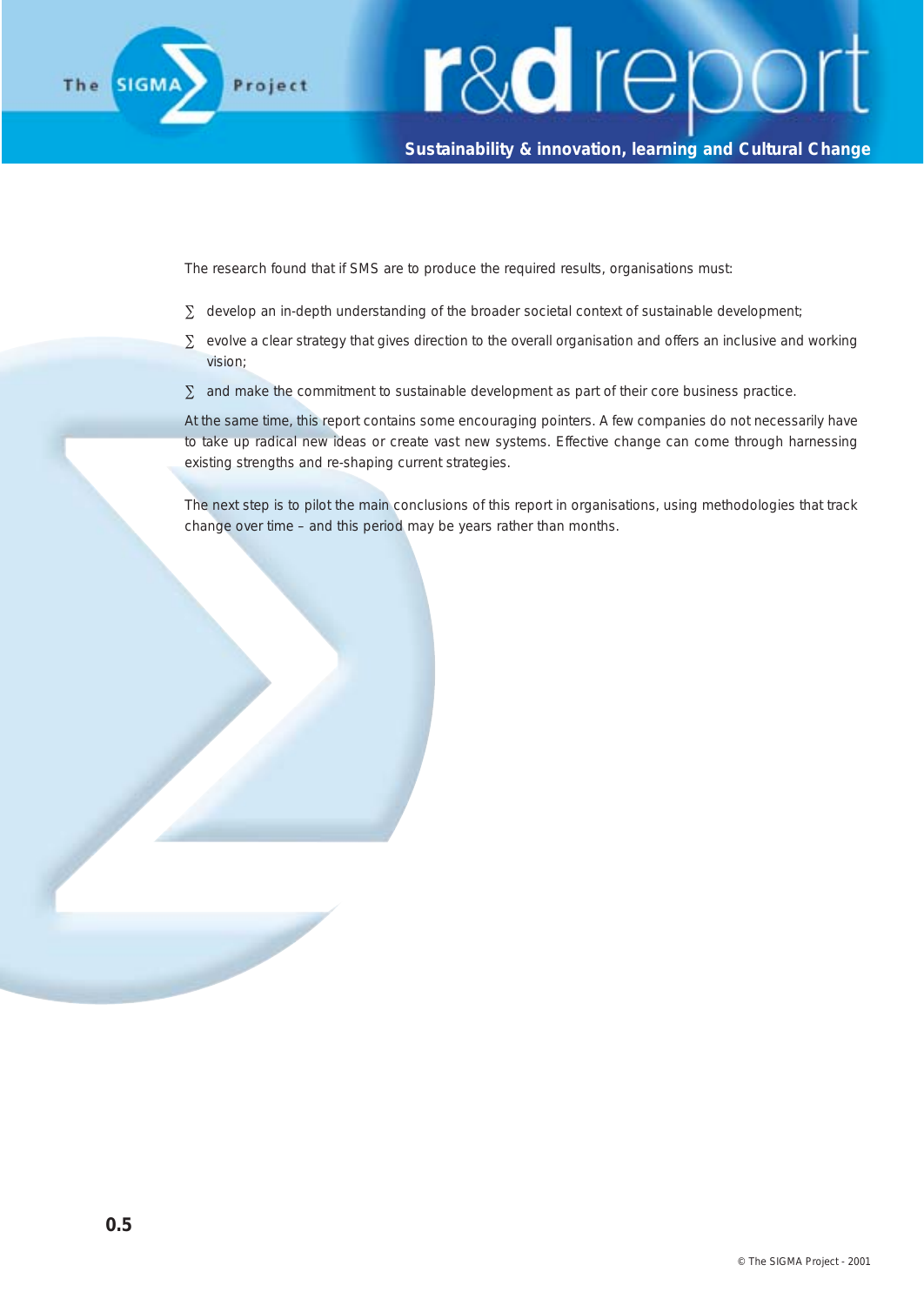The research found that if SMS are to produce the required results, organisations must:

- develop an in-depth understanding of the broader societal context of sustainable development;
- evolve a clear strategy that gives direction to the overall organisation and offers an inclusive and working vision;
- and make the commitment to sustainable development as part of their core business practice.

At the same time, this report contains some encouraging pointers. A few companies do not necessarily have to take up radical new ideas or create vast new systems. Effective change can come through harnessing existing strengths and re-shaping current strategies.

The next step is to pilot the main conclusions of this report in organisations, using methodologies that track change over time – and this period may be years rather than months.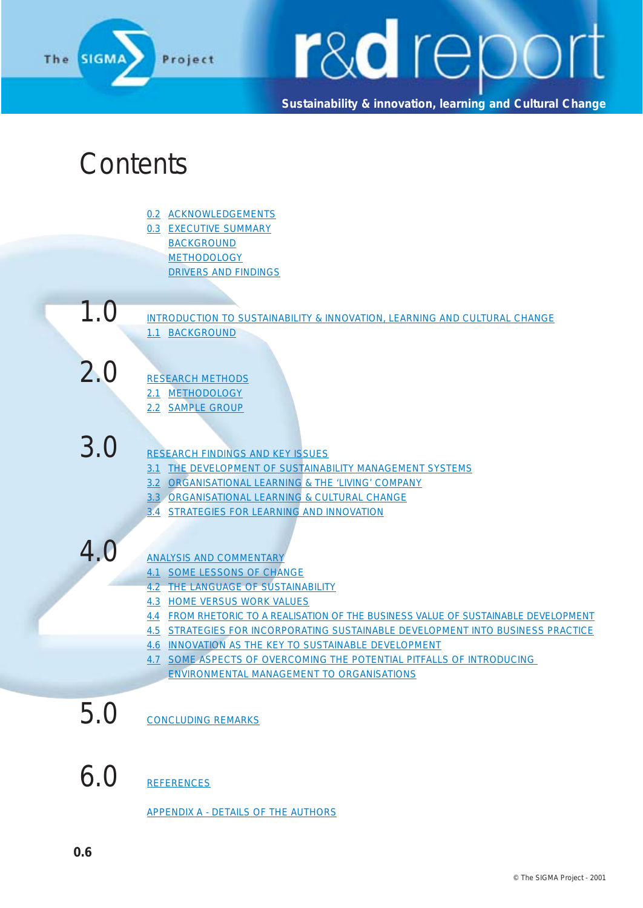# Contents

0.2 ACKNOWLEDGEMENTS
0.3 EXECUTIVE SUMMARY
BACKGROUND
METHODOLOGY
DRIVERS AND FINDINGS

## 1.0 INTRODUCTION TO SUSTAINABILITY & INNOVATION, LEARNING AND CULTURAL CHANGE

1.1 BACKGROUND

## 2.0 RESEARCH METHODS

2.1 METHODOLOGY
2.2 SAMPLE GROUP

## 3.0 RESEARCH FINDINGS AND KEY ISSUES

3.1 THE DEVELOPMENT OF SUSTAINABILITY MANAGEMENT SYSTEMS
3.2 ORGANISATIONAL LEARNING & THE 'LIVING' COMPANY
3.3 ORGANISATIONAL LEARNING & CULTURAL CHANGE
3.4 STRATEGIES FOR LEARNING AND INNOVATION

## 4.0 ANALYSIS AND COMMENTARY

4.1 SOME LESSONS OF CHANGE
4.2 THE LANGUAGE OF SUSTAINABILITY
4.3 HOME VERSUS WORK VALUES
4.4 FROM RHETORIC TO A REALISATION OF THE BUSINESS VALUE OF SUSTAINABLE DEVELOPMENT
4.5 STRATEGIES FOR INCORPORATING SUSTAINABLE DEVELOPMENT INTO BUSINESS PRACTICE
4.6 INNOVATION AS THE KEY TO SUSTAINABLE DEVELOPMENT
4.7 SOME ASPECTS OF OVERCOMING THE POTENTIAL PITFALLS OF INTRODUCING ENVIRONMENTAL MANAGEMENT TO ORGANISATIONS

## 5.0 CONCLUDING REMARKS

## 6.0 REFERENCES

APPENDIX A - DETAILS OF THE AUTHORS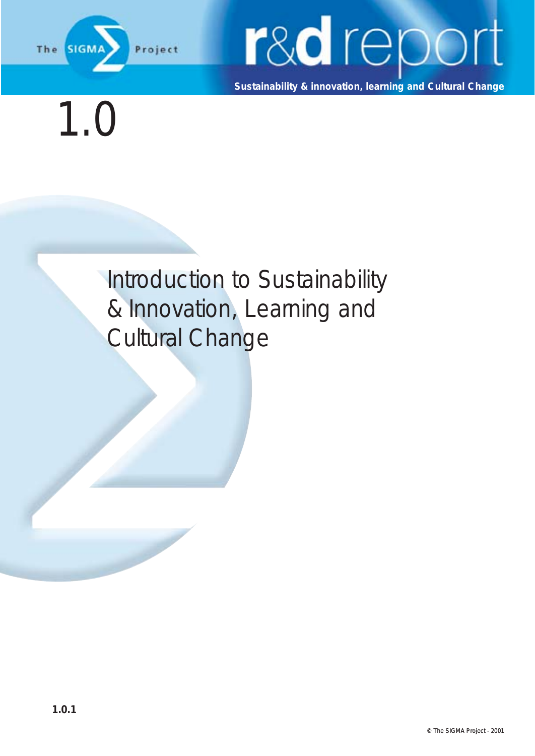# 1.0

## Introduction to Sustainability & Innovation, Learning and Cultural Change

1.0.1

© The SIGMA Project - 2001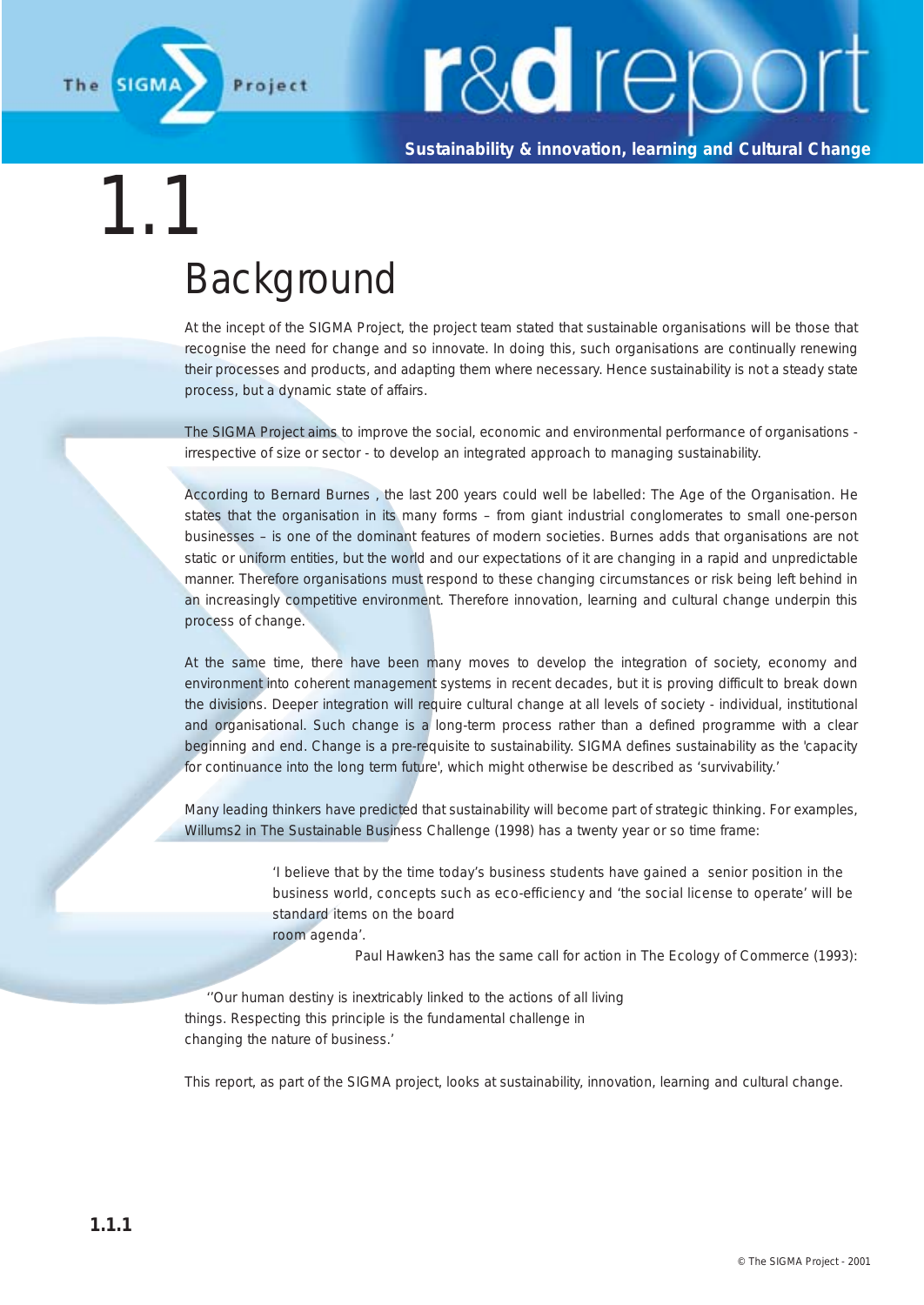# 1.1

## Background

At the incept of the SIGMA Project, the project team stated that sustainable organisations will be those that recognise the need for change and so innovate. In doing this, such organisations are continually renewing their processes and products, and adapting them where necessary. Hence sustainability is not a steady state process, but a dynamic state of affairs.

The SIGMA Project aims to improve the social, economic and environmental performance of organisations - irrespective of size or sector - to develop an integrated approach to managing sustainability.

According to Bernard Burnes , the last 200 years could well be labelled: The Age of the Organisation. He states that the organisation in its many forms – from giant industrial conglomerates to small one-person businesses – is one of the dominant features of modern societies. Burnes adds that organisations are not static or uniform entities, but the world and our expectations of it are changing in a rapid and unpredictable manner. Therefore organisations must respond to these changing circumstances or risk being left behind in an increasingly competitive environment. Therefore innovation, learning and cultural change underpin this process of change.

At the same time, there have been many moves to develop the integration of society, economy and environment into coherent management systems in recent decades, but it is proving difficult to break down the divisions. Deeper integration will require cultural change at all levels of society - individual, institutional and organisational. Such change is a long-term process rather than a defined programme with a clear beginning and end. Change is a pre-requisite to sustainability. SIGMA defines sustainability as the 'capacity for continuance into the long term future', which might otherwise be described as 'survivability.'

Many leading thinkers have predicted that sustainability will become part of strategic thinking. For examples, Willums2 in The Sustainable Business Challenge (1998) has a twenty year or so time frame:

> 'I believe that by the time today's business students have gained a senior position in the business world, concepts such as eco-efficiency and 'the social license to operate' will be standard items on the board room agenda'.

Paul Hawken3 has the same call for action in The Ecology of Commerce (1993):

> ''Our human destiny is inextricably linked to the actions of all living things. Respecting this principle is the fundamental challenge in changing the nature of business.'

This report, as part of the SIGMA project, looks at sustainability, innovation, learning and cultural change.

**1.1.1**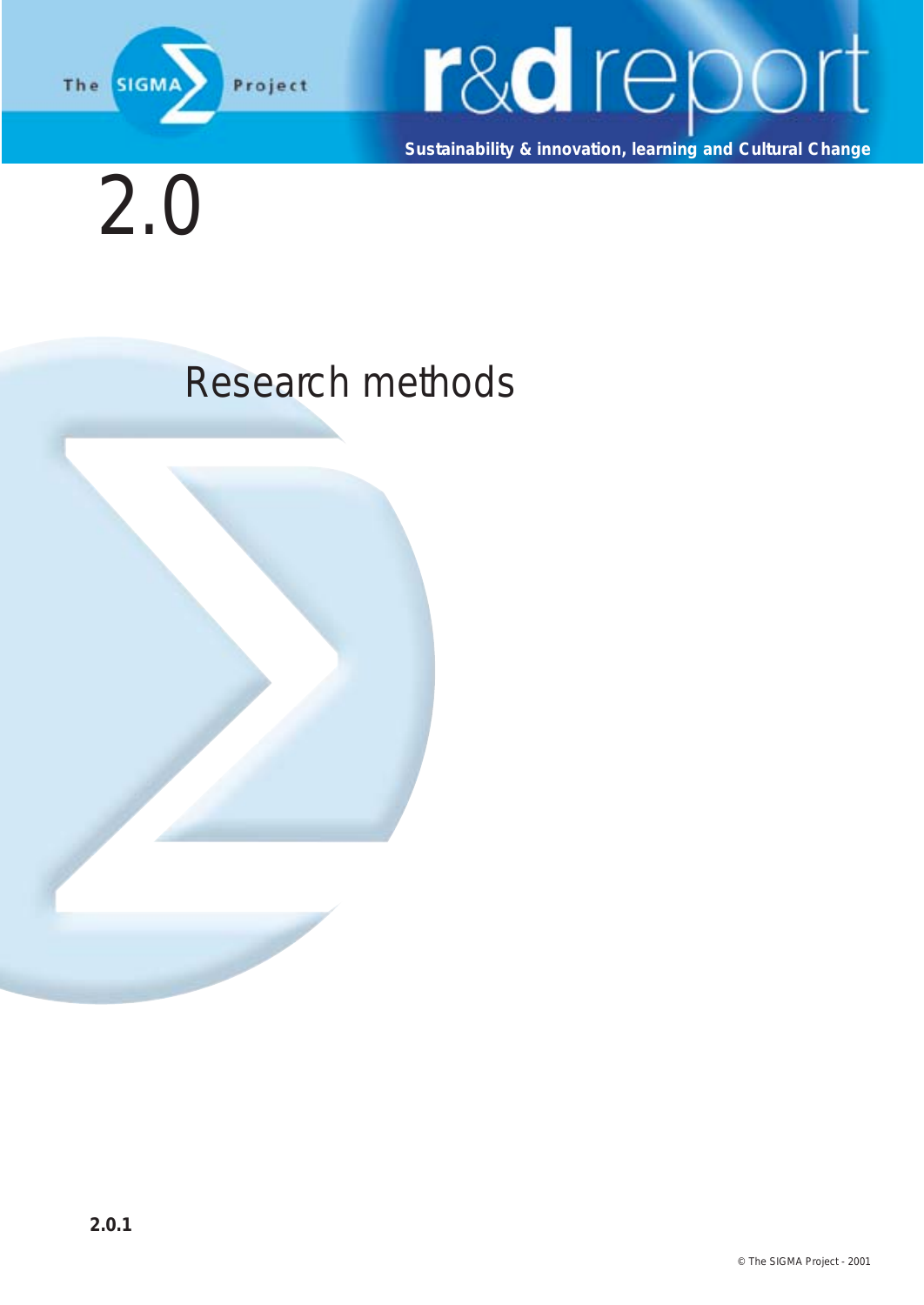# 2.0

## Research methods

2.0.1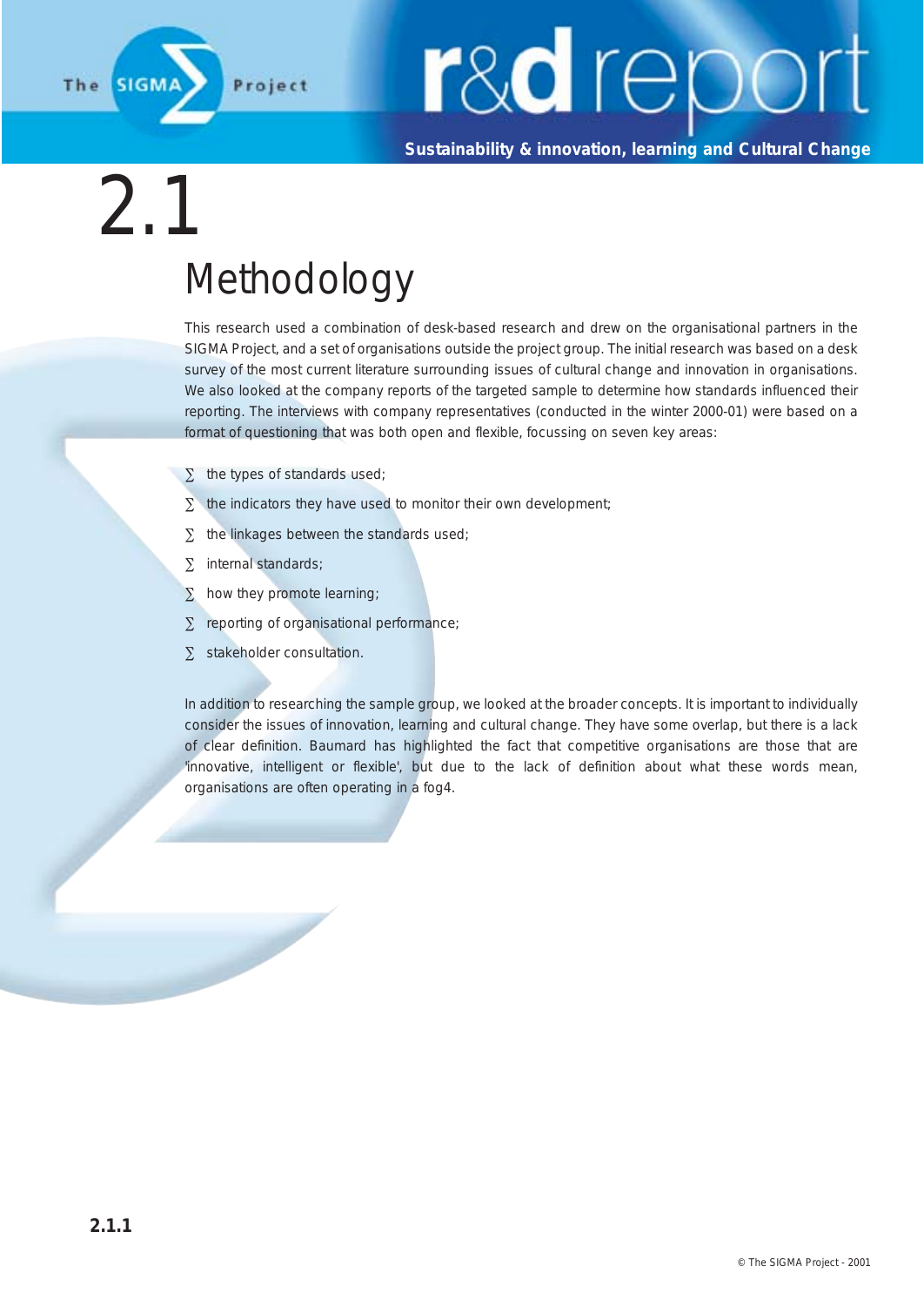# 2.1

## Methodology

This research used a combination of desk-based research and drew on the organisational partners in the SIGMA Project, and a set of organisations outside the project group. The initial research was based on a desk survey of the most current literature surrounding issues of cultural change and innovation in organisations. We also looked at the company reports of the targeted sample to determine how standards influenced their reporting. The interviews with company representatives (conducted in the winter 2000-01) were based on a format of questioning that was both open and flexible, focussing on seven key areas:

- the types of standards used;
- the indicators they have used to monitor their own development;
- the linkages between the standards used;
- internal standards;
- how they promote learning;
- reporting of organisational performance;
- stakeholder consultation.

In addition to researching the sample group, we looked at the broader concepts. It is important to individually consider the issues of innovation, learning and cultural change. They have some overlap, but there is a lack of clear definition. Baumard has highlighted the fact that competitive organisations are those that are 'innovative, intelligent or flexible', but due to the lack of definition about what these words mean, organisations are often operating in a fog4.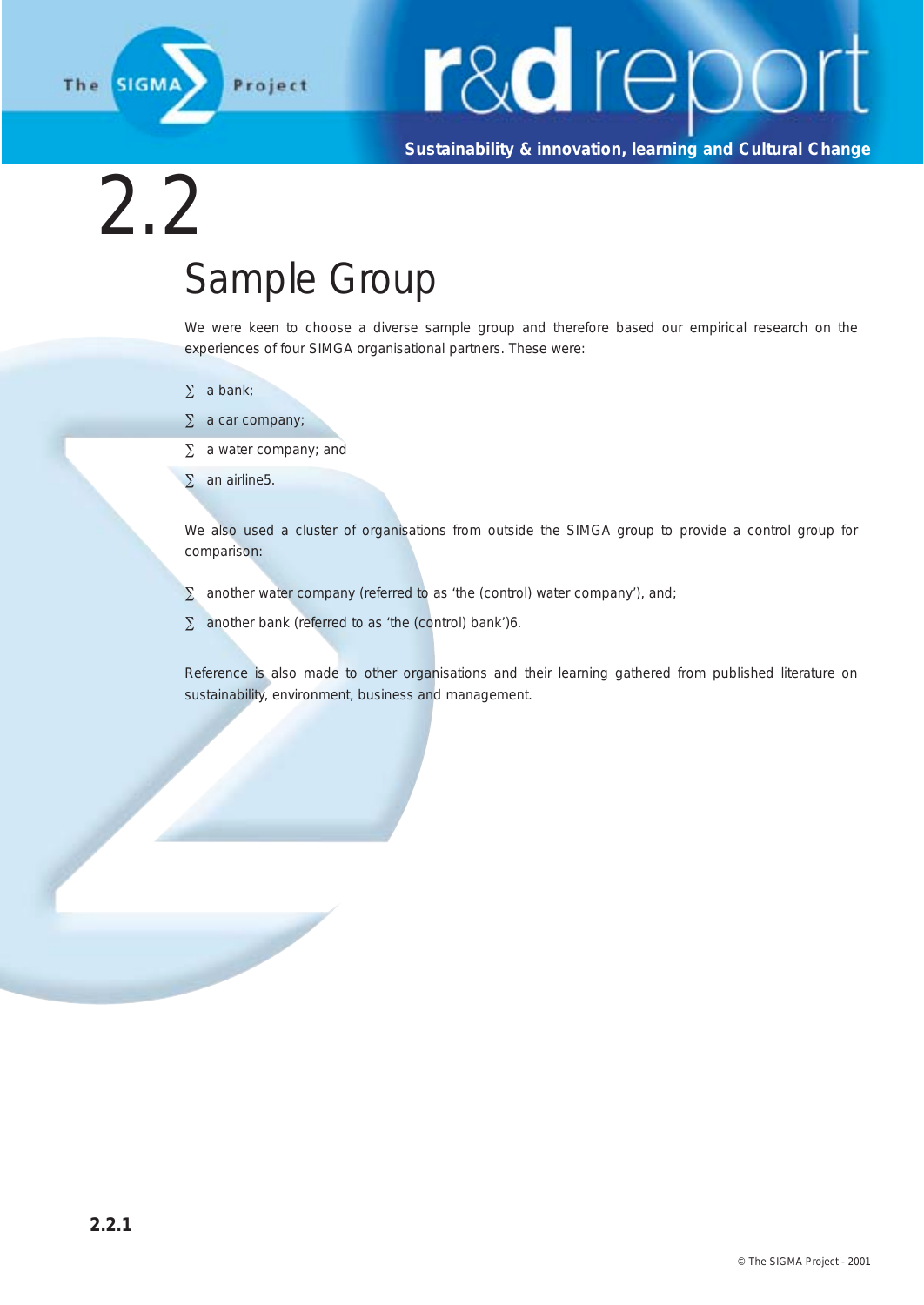# 2.2

## Sample Group

We were keen to choose a diverse sample group and therefore based our empirical research on the experiences of four SIMGA organisational partners. These were:

- a bank;
- a car company;
- a water company; and
- an airline5.

We also used a cluster of organisations from outside the SIMGA group to provide a control group for comparison:

- another water company (referred to as 'the (control) water company'), and;
- another bank (referred to as 'the (control) bank')6.

Reference is also made to other organisations and their learning gathered from published literature on sustainability, environment, business and management.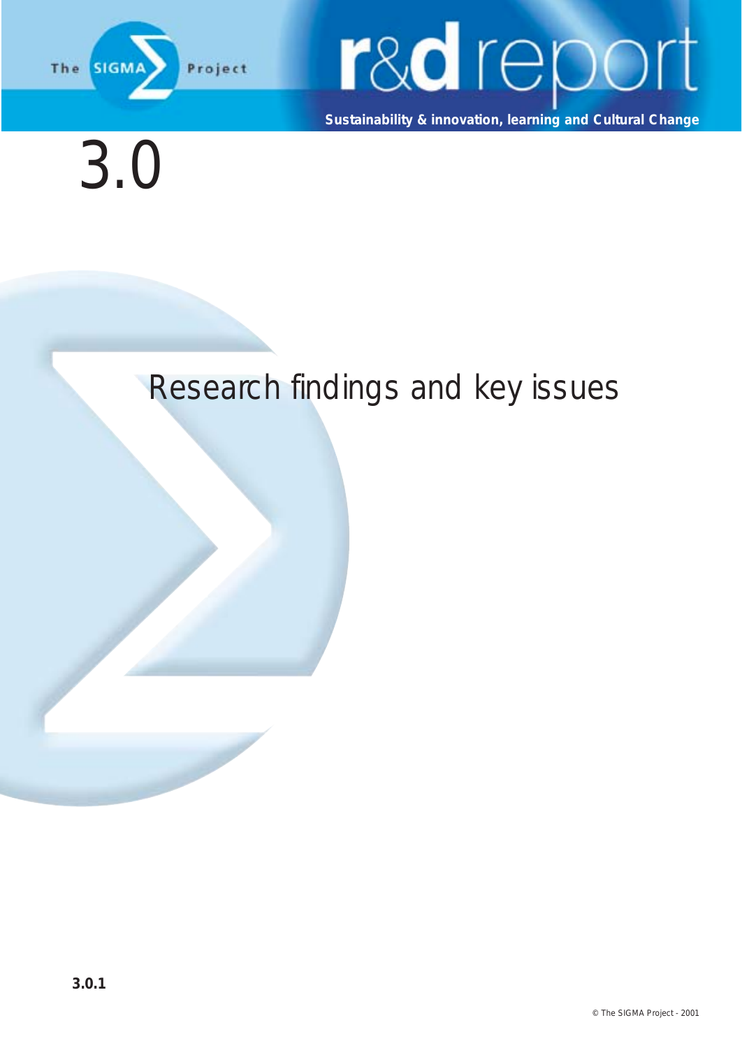# 3.0

## Research findings and key issues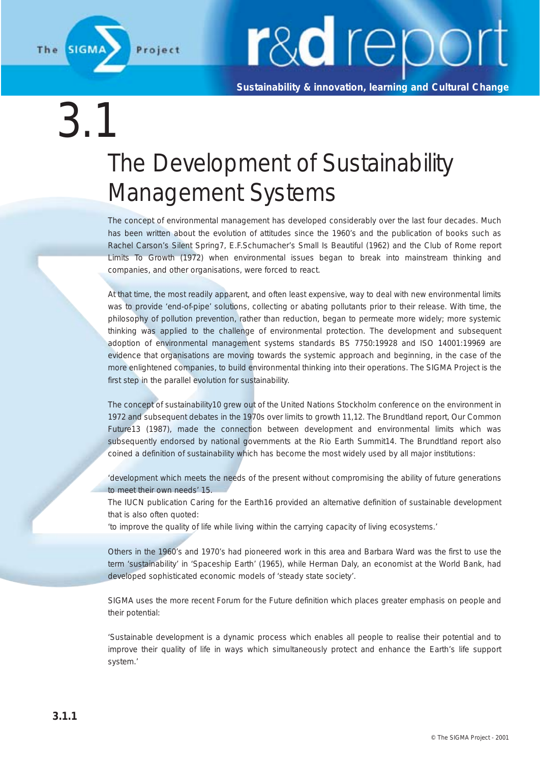# 3.1

## The Development of Sustainability Management Systems

The concept of environmental management has developed considerably over the last four decades. Much has been written about the evolution of attitudes since the 1960's and the publication of books such as Rachel Carson's Silent Spring[7], E.F.Schumacher's Small Is Beautiful (1962) and the Club of Rome report Limits To Growth (1972) when environmental issues began to break into mainstream thinking and companies, and other organisations, were forced to react.

At that time, the most readily apparent, and often least expensive, way to deal with new environmental limits was to provide 'end-of-pipe' solutions, collecting or abating pollutants prior to their release. With time, the philosophy of pollution prevention, rather than reduction, began to permeate more widely; more systemic thinking was applied to the challenge of environmental protection. The development and subsequent adoption of environmental management systems standards BS 7750:1992[8] and ISO 14001:1996[9] are evidence that organisations are moving towards the systemic approach and beginning, in the case of the more enlightened companies, to build environmental thinking into their operations. The SIGMA Project is the first step in the parallel evolution for sustainability.

The concept of sustainability[10] grew out of the United Nations Stockholm conference on the environment in 1972 and subsequent debates in the 1970s over limits to growth [11,12]. The Brundtland report, Our Common Future[13] (1987), made the connection between development and environmental limits which was subsequently endorsed by national governments at the Rio Earth Summit[14]. The Brundtland report also coined a definition of sustainability which has become the most widely used by all major institutions:

'development which meets the needs of the present without compromising the ability of future generations to meet their own needs' [15].

The IUCN publication Caring for the Earth[16] provided an alternative definition of sustainable development that is also often quoted:

'to improve the quality of life while living within the carrying capacity of living ecosystems.'

Others in the 1960's and 1970's had pioneered work in this area and Barbara Ward was the first to use the term 'sustainability' in 'Spaceship Earth' (1965), while Herman Daly, an economist at the World Bank, had developed sophisticated economic models of 'steady state society'.

SIGMA uses the more recent Forum for the Future definition which places greater emphasis on people and their potential:

'Sustainable development is a dynamic process which enables all people to realise their potential and to improve their quality of life in ways which simultaneously protect and enhance the Earth's life support system.'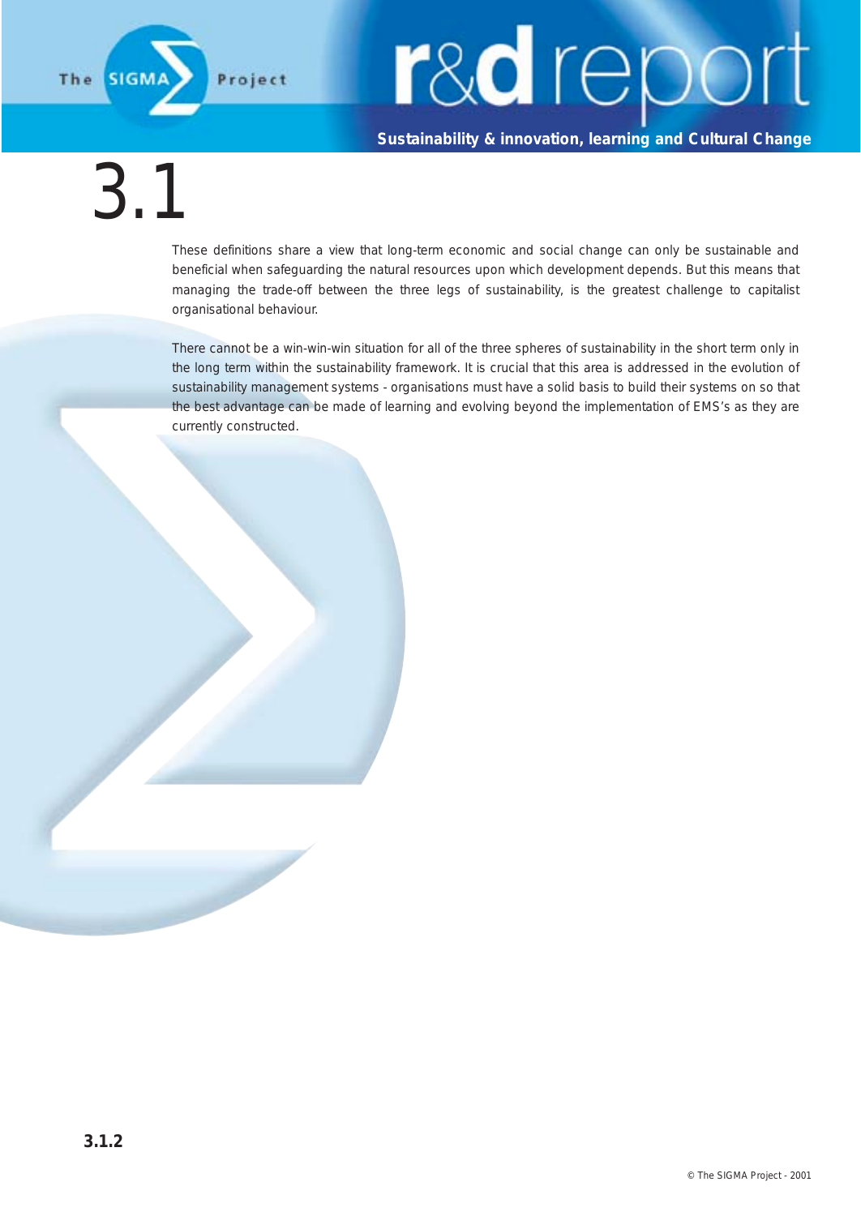These definitions share a view that long-term economic and social change can only be sustainable and beneficial when safeguarding the natural resources upon which development depends. But this means that managing the trade-off between the three legs of sustainability, is the greatest challenge to capitalist organisational behaviour.

There cannot be a win-win-win situation for all of the three spheres of sustainability in the short term only in the long term within the sustainability framework. It is crucial that this area is addressed in the evolution of sustainability management systems - organisations must have a solid basis to build their systems on so that the best advantage can be made of learning and evolving beyond the implementation of EMS's as they are currently constructed.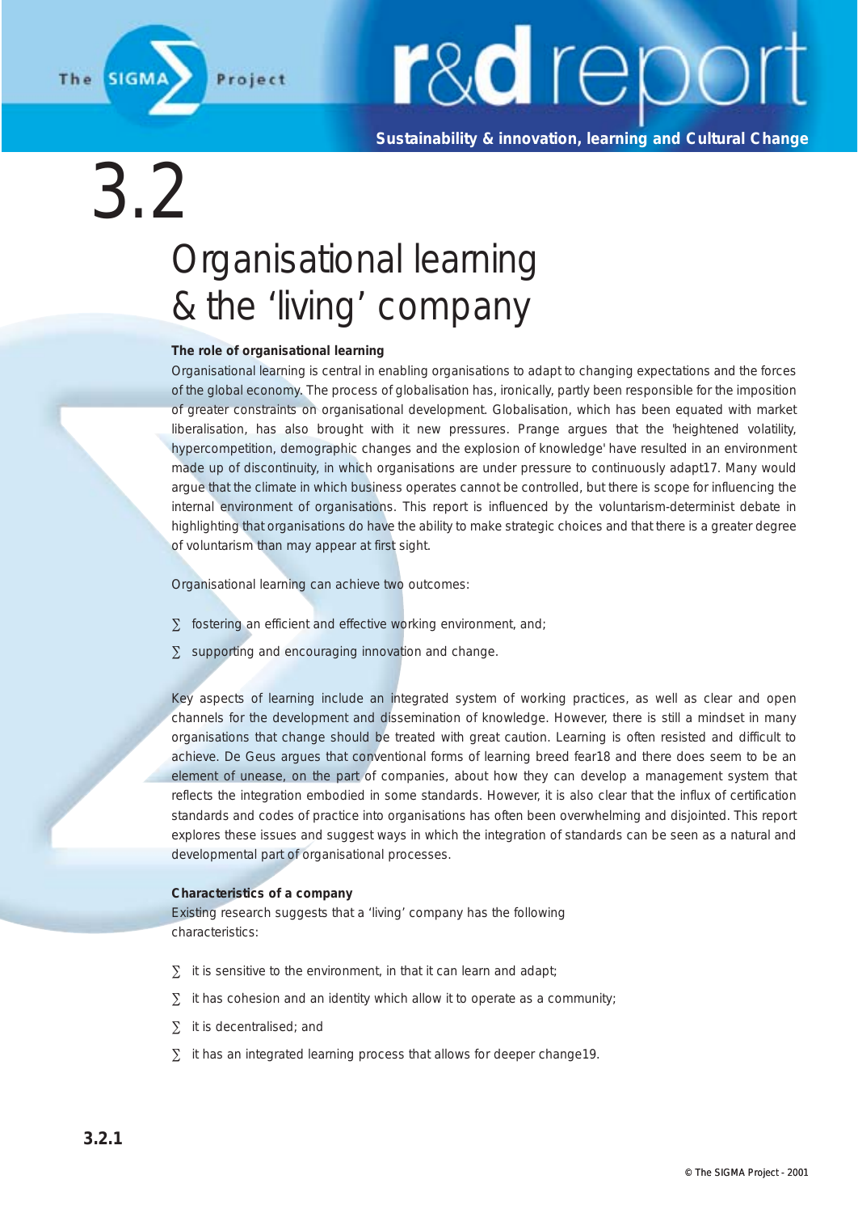# 3.2

# Organisational learning & the 'living' company

### The role of organisational learning

Organisational learning is central in enabling organisations to adapt to changing expectations and the forces of the global economy. The process of globalisation has, ironically, partly been responsible for the imposition of greater constraints on organisational development. Globalisation, which has been equated with market liberalisation, has also brought with it new pressures. Prange argues that the 'heightened volatility, hypercompetition, demographic changes and the explosion of knowledge' have resulted in an environment made up of discontinuity, in which organisations are under pressure to continuously adapt[17]. Many would argue that the climate in which business operates cannot be controlled, but there is scope for influencing the internal environment of organisations. This report is influenced by the voluntarism-determinist debate in highlighting that organisations do have the ability to make strategic choices and that there is a greater degree of voluntarism than may appear at first sight.

Organisational learning can achieve two outcomes:

- fostering an efficient and effective working environment, and;
- supporting and encouraging innovation and change.

Key aspects of learning include an integrated system of working practices, as well as clear and open channels for the development and dissemination of knowledge. However, there is still a mindset in many organisations that change should be treated with great caution. Learning is often resisted and difficult to achieve. De Geus argues that conventional forms of learning breed fear[18] and there does seem to be an element of unease, on the part of companies, about how they can develop a management system that reflects the integration embodied in some standards. However, it is also clear that the influx of certification standards and codes of practice into organisations has often been overwhelming and disjointed. This report explores these issues and suggest ways in which the integration of standards can be seen as a natural and developmental part of organisational processes.

### Characteristics of a company

Existing research suggests that a 'living' company has the following characteristics:

- it is sensitive to the environment, in that it can learn and adapt;
- it has cohesion and an identity which allow it to operate as a community;
- it is decentralised; and
- it has an integrated learning process that allows for deeper change[19].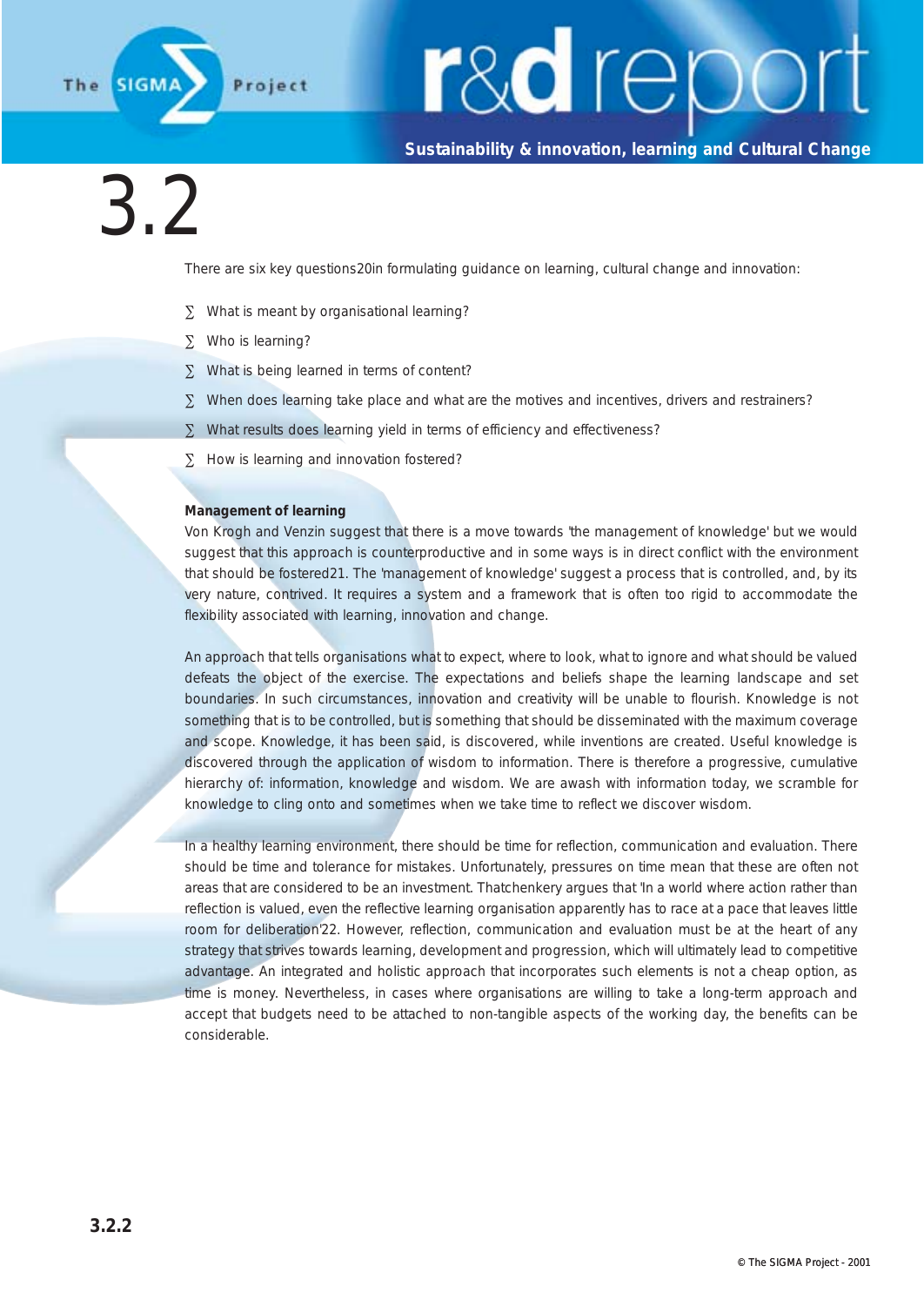# 3.2

There are six key questions[20] in formulating guidance on learning, cultural change and innovation:

- What is meant by organisational learning?
- Who is learning?
- What is being learned in terms of content?
- When does learning take place and what are the motives and incentives, drivers and restrainers?
- What results does learning yield in terms of efficiency and effectiveness?
- How is learning and innovation fostered?

**Management of learning**

Von Krogh and Venzin suggest that there is a move towards 'the management of knowledge' but we would suggest that this approach is counterproductive and in some ways is in direct conflict with the environment that should be fostered[21]. The 'management of knowledge' suggest a process that is controlled, and, by its very nature, contrived. It requires a system and a framework that is often too rigid to accommodate the flexibility associated with learning, innovation and change.

An approach that tells organisations what to expect, where to look, what to ignore and what should be valued defeats the object of the exercise. The expectations and beliefs shape the learning landscape and set boundaries. In such circumstances, innovation and creativity will be unable to flourish. Knowledge is not something that is to be controlled, but is something that should be disseminated with the maximum coverage and scope. Knowledge, it has been said, is discovered, while inventions are created. Useful knowledge is discovered through the application of wisdom to information. There is therefore a progressive, cumulative hierarchy of: information, knowledge and wisdom. We are awash with information today, we scramble for knowledge to cling onto and sometimes when we take time to reflect we discover wisdom.

In a healthy learning environment, there should be time for reflection, communication and evaluation. There should be time and tolerance for mistakes. Unfortunately, pressures on time mean that these are often not areas that are considered to be an investment. Thatchenkery argues that 'In a world where action rather than reflection is valued, even the reflective learning organisation apparently has to race at a pace that leaves little room for deliberation'[22]. However, reflection, communication and evaluation must be at the heart of any strategy that strives towards learning, development and progression, which will ultimately lead to competitive advantage. An integrated and holistic approach that incorporates such elements is not a cheap option, as time is money. Nevertheless, in cases where organisations are willing to take a long-term approach and accept that budgets need to be attached to non-tangible aspects of the working day, the benefits can be considerable.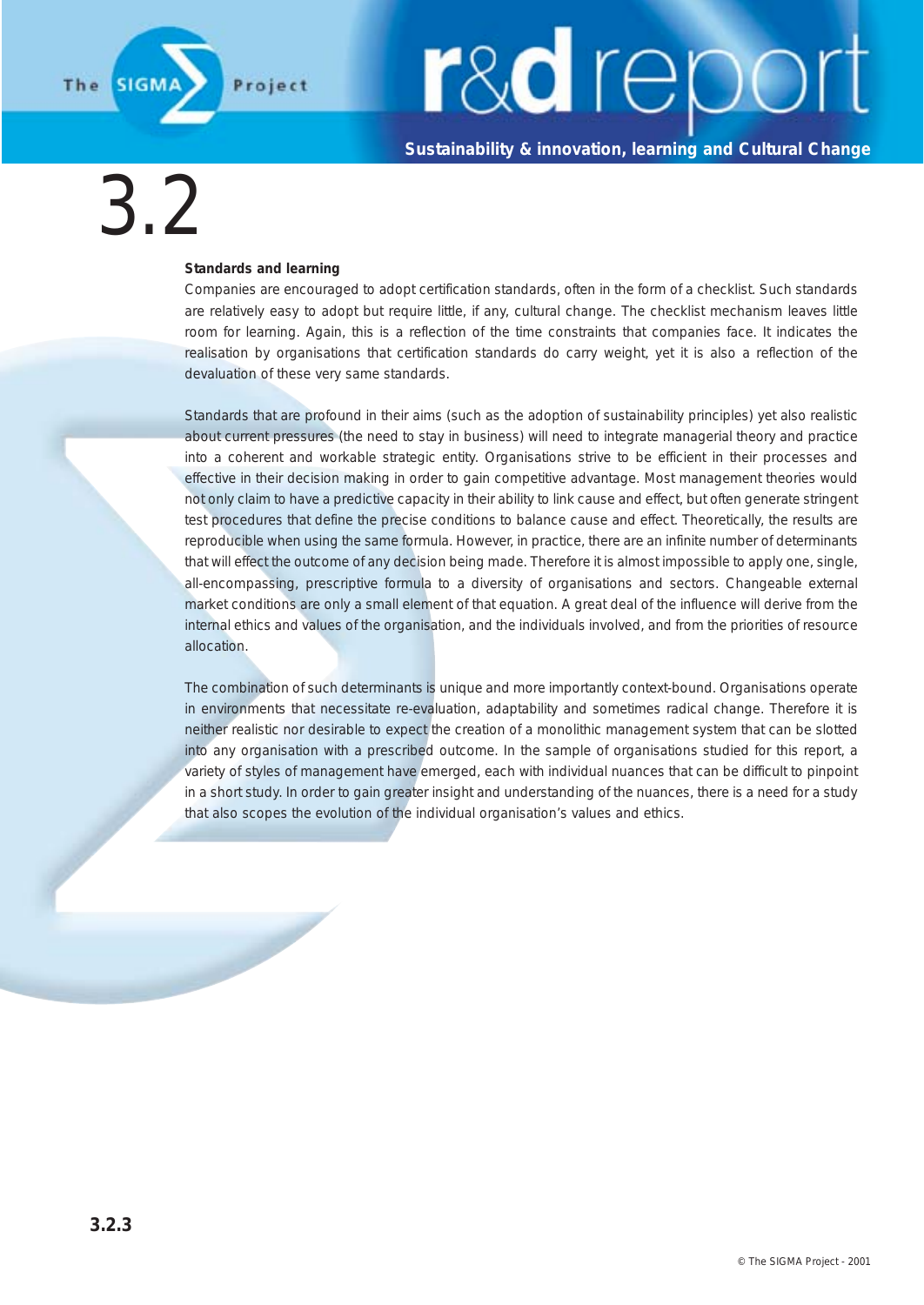# 3.2

### Standards and learning

Companies are encouraged to adopt certification standards, often in the form of a checklist. Such standards are relatively easy to adopt but require little, if any, cultural change. The checklist mechanism leaves little room for learning. Again, this is a reflection of the time constraints that companies face. It indicates the realisation by organisations that certification standards do carry weight, yet it is also a reflection of the devaluation of these very same standards.

Standards that are profound in their aims (such as the adoption of sustainability principles) yet also realistic about current pressures (the need to stay in business) will need to integrate managerial theory and practice into a coherent and workable strategic entity. Organisations strive to be efficient in their processes and effective in their decision making in order to gain competitive advantage. Most management theories would not only claim to have a predictive capacity in their ability to link cause and effect, but often generate stringent test procedures that define the precise conditions to balance cause and effect. Theoretically, the results are reproducible when using the same formula. However, in practice, there are an infinite number of determinants that will effect the outcome of any decision being made. Therefore it is almost impossible to apply one, single, all-encompassing, prescriptive formula to a diversity of organisations and sectors. Changeable external market conditions are only a small element of that equation. A great deal of the influence will derive from the internal ethics and values of the organisation, and the individuals involved, and from the priorities of resource allocation.

The combination of such determinants is unique and more importantly context-bound. Organisations operate in environments that necessitate re-evaluation, adaptability and sometimes radical change. Therefore it is neither realistic nor desirable to expect the creation of a monolithic management system that can be slotted into any organisation with a prescribed outcome. In the sample of organisations studied for this report, a variety of styles of management have emerged, each with individual nuances that can be difficult to pinpoint in a short study. In order to gain greater insight and understanding of the nuances, there is a need for a study that also scopes the evolution of the individual organisation's values and ethics.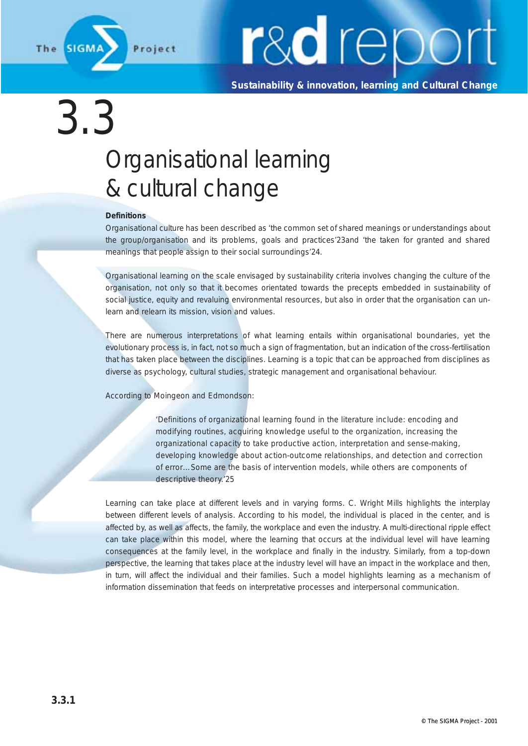# 3.3

# Organisational learning & cultural change

**Definitions**

Organisational culture has been described as 'the common set of shared meanings or understandings about the group/organisation and its problems, goals and practices'[23] and 'the taken for granted and shared meanings that people assign to their social surroundings'[24].

Organisational learning on the scale envisaged by sustainability criteria involves changing the culture of the organisation, not only so that it becomes orientated towards the precepts embedded in sustainability of social justice, equity and revaluing environmental resources, but also in order that the organisation can unlearn and relearn its mission, vision and values.

There are numerous interpretations of what learning entails within organisational boundaries, yet the evolutionary process is, in fact, not so much a sign of fragmentation, but an indication of the cross-fertilisation that has taken place between the disciplines. Learning is a topic that can be approached from disciplines as diverse as psychology, cultural studies, strategic management and organisational behaviour.

According to Moingeon and Edmondson:

> 'Definitions of organizational learning found in the literature include: encoding and modifying routines, acquiring knowledge useful to the organization, increasing the organizational capacity to take productive action, interpretation and sense-making, developing knowledge about action-outcome relationships, and detection and correction of error…Some are the basis of intervention models, while others are components of descriptive theory.'[25]

Learning can take place at different levels and in varying forms. C. Wright Mills highlights the interplay between different levels of analysis. According to his model, the individual is placed in the center, and is affected by, as well as affects, the family, the workplace and even the industry. A multi-directional ripple effect can take place within this model, where the learning that occurs at the individual level will have learning consequences at the family level, in the workplace and finally in the industry. Similarly, from a top-down perspective, the learning that takes place at the industry level will have an impact in the workplace and then, in turn, will affect the individual and their families. Such a model highlights learning as a mechanism of information dissemination that feeds on interpretative processes and interpersonal communication.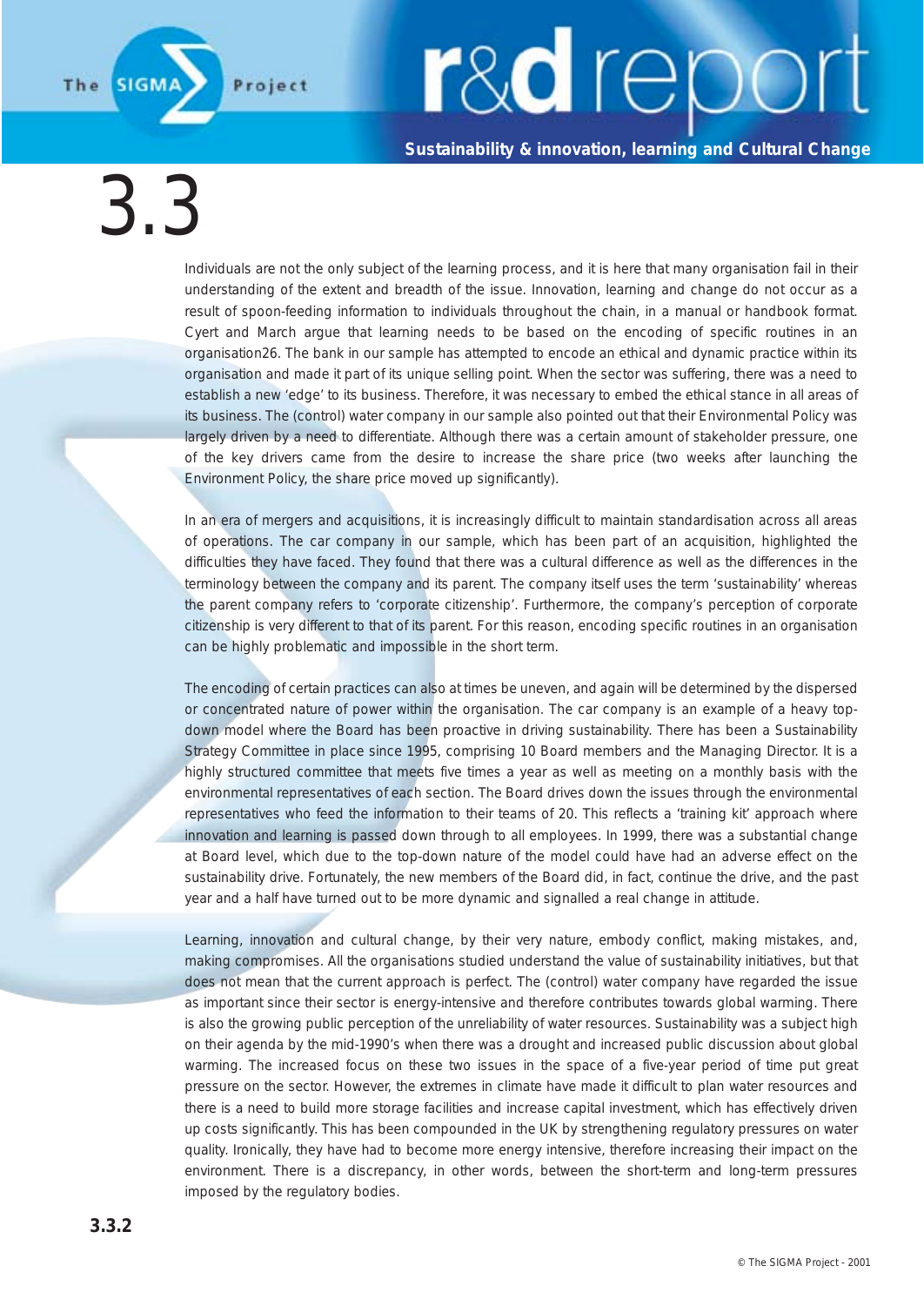Individuals are not the only subject of the learning process, and it is here that many organisation fail in their understanding of the extent and breadth of the issue. Innovation, learning and change do not occur as a result of spoon-feeding information to individuals throughout the chain, in a manual or handbook format. Cyert and March argue that learning needs to be based on the encoding of specific routines in an organisation26. The bank in our sample has attempted to encode an ethical and dynamic practice within its organisation and made it part of its unique selling point. When the sector was suffering, there was a need to establish a new 'edge' to its business. Therefore, it was necessary to embed the ethical stance in all areas of its business. The (control) water company in our sample also pointed out that their Environmental Policy was largely driven by a need to differentiate. Although there was a certain amount of stakeholder pressure, one of the key drivers came from the desire to increase the share price (two weeks after launching the Environment Policy, the share price moved up significantly).

In an era of mergers and acquisitions, it is increasingly difficult to maintain standardisation across all areas of operations. The car company in our sample, which has been part of an acquisition, highlighted the difficulties they have faced. They found that there was a cultural difference as well as the differences in the terminology between the company and its parent. The company itself uses the term 'sustainability' whereas the parent company refers to 'corporate citizenship'. Furthermore, the company's perception of corporate citizenship is very different to that of its parent. For this reason, encoding specific routines in an organisation can be highly problematic and impossible in the short term.

The encoding of certain practices can also at times be uneven, and again will be determined by the dispersed or concentrated nature of power within the organisation. The car company is an example of a heavy top-down model where the Board has been proactive in driving sustainability. There has been a Sustainability Strategy Committee in place since 1995, comprising 10 Board members and the Managing Director. It is a highly structured committee that meets five times a year as well as meeting on a monthly basis with the environmental representatives of each section. The Board drives down the issues through the environmental representatives who feed the information to their teams of 20. This reflects a 'training kit' approach where innovation and learning is passed down through to all employees. In 1999, there was a substantial change at Board level, which due to the top-down nature of the model could have had an adverse effect on the sustainability drive. Fortunately, the new members of the Board did, in fact, continue the drive, and the past year and a half have turned out to be more dynamic and signalled a real change in attitude.

Learning, innovation and cultural change, by their very nature, embody conflict, making mistakes, and, making compromises. All the organisations studied understand the value of sustainability initiatives, but that does not mean that the current approach is perfect. The (control) water company have regarded the issue as important since their sector is energy-intensive and therefore contributes towards global warming. There is also the growing public perception of the unreliability of water resources. Sustainability was a subject high on their agenda by the mid-1990's when there was a drought and increased public discussion about global warming. The increased focus on these two issues in the space of a five-year period of time put great pressure on the sector. However, the extremes in climate have made it difficult to plan water resources and there is a need to build more storage facilities and increase capital investment, which has effectively driven up costs significantly. This has been compounded in the UK by strengthening regulatory pressures on water quality. Ironically, they have had to become more energy intensive, therefore increasing their impact on the environment. There is a discrepancy, in other words, between the short-term and long-term pressures imposed by the regulatory bodies.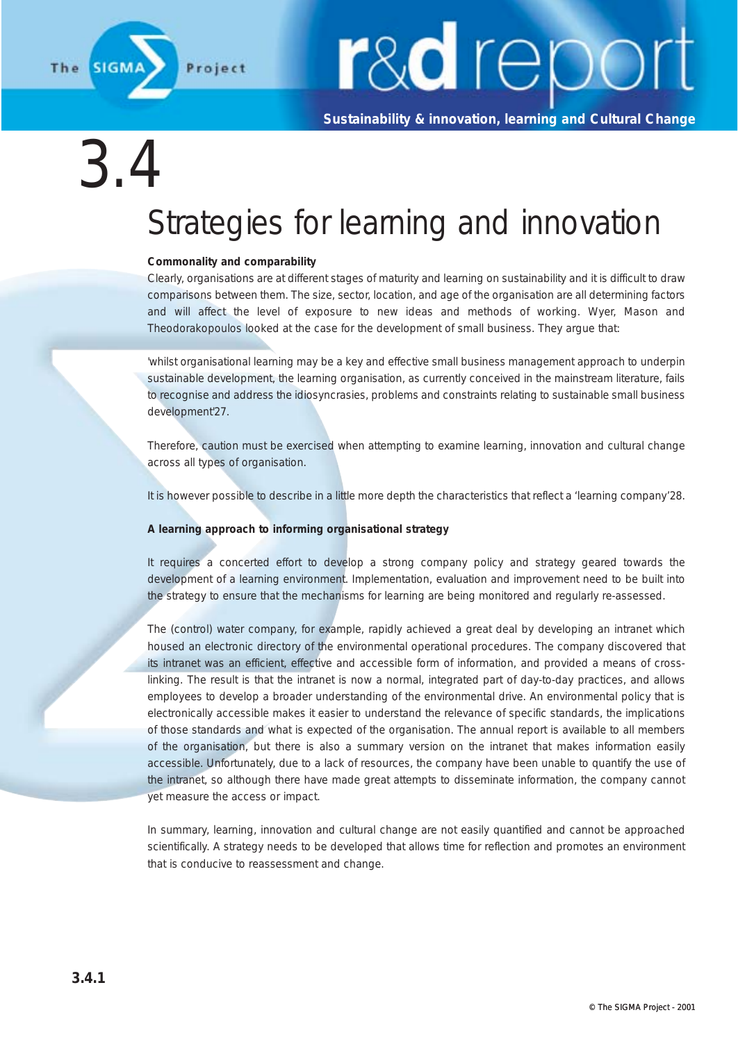# 3.4

# Strategies for learning and innovation

**Commonality and comparability**

Clearly, organisations are at different stages of maturity and learning on sustainability and it is difficult to draw comparisons between them. The size, sector, location, and age of the organisation are all determining factors and will affect the level of exposure to new ideas and methods of working. Wyer, Mason and Theodorakopoulos looked at the case for the development of small business. They argue that:

'whilst organisational learning may be a key and effective small business management approach to underpin sustainable development, the learning organisation, as currently conceived in the mainstream literature, fails to recognise and address the idiosyncrasies, problems and constraints relating to sustainable small business development'[27].

Therefore, caution must be exercised when attempting to examine learning, innovation and cultural change across all types of organisation.

It is however possible to describe in a little more depth the characteristics that reflect a 'learning company'[28].

**A learning approach to informing organisational strategy**

It requires a concerted effort to develop a strong company policy and strategy geared towards the development of a learning environment. Implementation, evaluation and improvement need to be built into the strategy to ensure that the mechanisms for learning are being monitored and regularly re-assessed.

The (control) water company, for example, rapidly achieved a great deal by developing an intranet which housed an electronic directory of the environmental operational procedures. The company discovered that its intranet was an efficient, effective and accessible form of information, and provided a means of cross-linking. The result is that the intranet is now a normal, integrated part of day-to-day practices, and allows employees to develop a broader understanding of the environmental drive. An environmental policy that is electronically accessible makes it easier to understand the relevance of specific standards, the implications of those standards and what is expected of the organisation. The annual report is available to all members of the organisation, but there is also a summary version on the intranet that makes information easily accessible. Unfortunately, due to a lack of resources, the company have been unable to quantify the use of the intranet, so although there have made great attempts to disseminate information, the company cannot yet measure the access or impact.

In summary, learning, innovation and cultural change are not easily quantified and cannot be approached scientifically. A strategy needs to be developed that allows time for reflection and promotes an environment that is conducive to reassessment and change.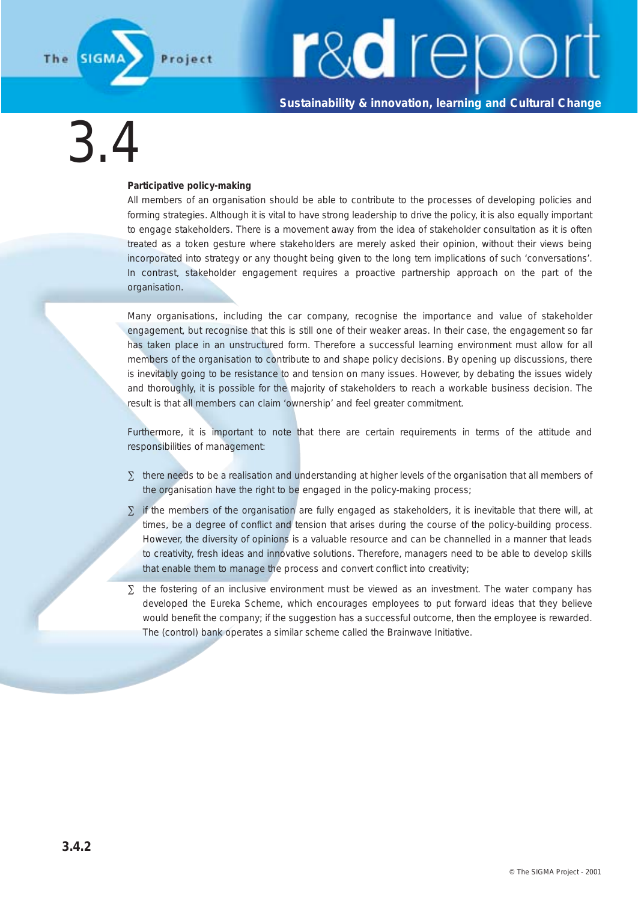# 3.4

**Participative policy-making**

All members of an organisation should be able to contribute to the processes of developing policies and forming strategies. Although it is vital to have strong leadership to drive the policy, it is also equally important to engage stakeholders. There is a movement away from the idea of stakeholder consultation as it is often treated as a token gesture where stakeholders are merely asked their opinion, without their views being incorporated into strategy or any thought being given to the long tern implications of such 'conversations'. In contrast, stakeholder engagement requires a proactive partnership approach on the part of the organisation.

Many organisations, including the car company, recognise the importance and value of stakeholder engagement, but recognise that this is still one of their weaker areas. In their case, the engagement so far has taken place in an unstructured form. Therefore a successful learning environment must allow for all members of the organisation to contribute to and shape policy decisions. By opening up discussions, there is inevitably going to be resistance to and tension on many issues. However, by debating the issues widely and thoroughly, it is possible for the majority of stakeholders to reach a workable business decision. The result is that all members can claim 'ownership' and feel greater commitment.

Furthermore, it is important to note that there are certain requirements in terms of the attitude and responsibilities of management:

- there needs to be a realisation and understanding at higher levels of the organisation that all members of the organisation have the right to be engaged in the policy-making process;
- if the members of the organisation are fully engaged as stakeholders, it is inevitable that there will, at times, be a degree of conflict and tension that arises during the course of the policy-building process. However, the diversity of opinions is a valuable resource and can be channelled in a manner that leads to creativity, fresh ideas and innovative solutions. Therefore, managers need to be able to develop skills that enable them to manage the process and convert conflict into creativity;
- the fostering of an inclusive environment must be viewed as an investment. The water company has developed the Eureka Scheme, which encourages employees to put forward ideas that they believe would benefit the company; if the suggestion has a successful outcome, then the employee is rewarded. The (control) bank operates a similar scheme called the Brainwave Initiative.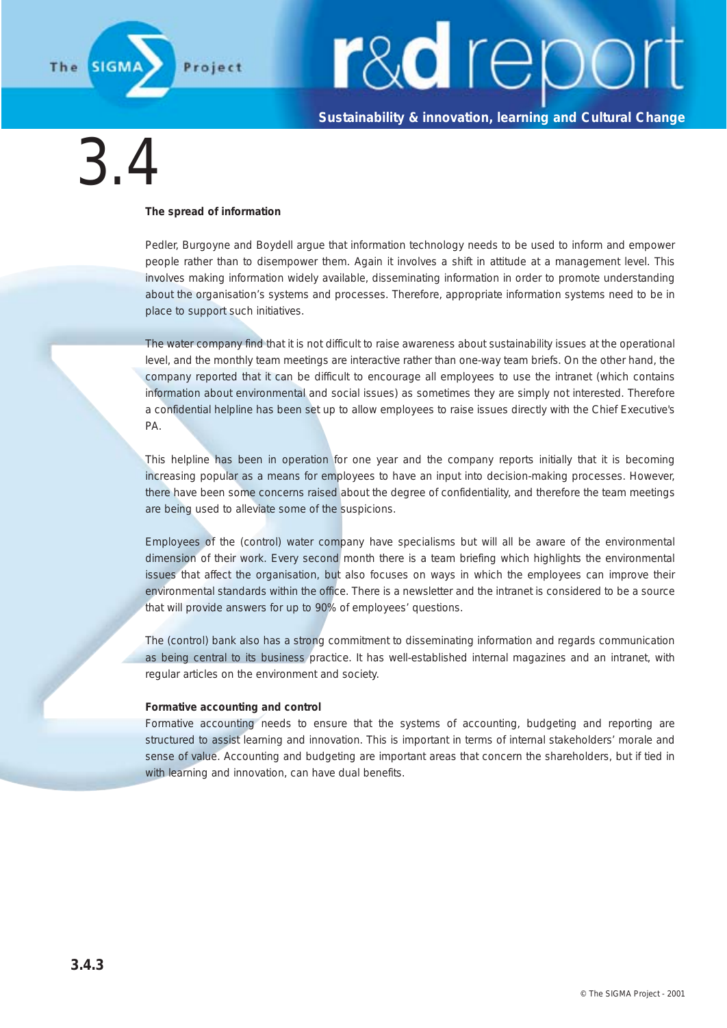# 3.4

### The spread of information

Pedler, Burgoyne and Boydell argue that information technology needs to be used to inform and empower people rather than to disempower them. Again it involves a shift in attitude at a management level. This involves making information widely available, disseminating information in order to promote understanding about the organisation's systems and processes. Therefore, appropriate information systems need to be in place to support such initiatives.

The water company find that it is not difficult to raise awareness about sustainability issues at the operational level, and the monthly team meetings are interactive rather than one-way team briefs. On the other hand, the company reported that it can be difficult to encourage all employees to use the intranet (which contains information about environmental and social issues) as sometimes they are simply not interested. Therefore a confidential helpline has been set up to allow employees to raise issues directly with the Chief Executive's PA.

This helpline has been in operation for one year and the company reports initially that it is becoming increasing popular as a means for employees to have an input into decision-making processes. However, there have been some concerns raised about the degree of confidentiality, and therefore the team meetings are being used to alleviate some of the suspicions.

Employees of the (control) water company have specialisms but will all be aware of the environmental dimension of their work. Every second month there is a team briefing which highlights the environmental issues that affect the organisation, but also focuses on ways in which the employees can improve their environmental standards within the office. There is a newsletter and the intranet is considered to be a source that will provide answers for up to 90% of employees' questions.

The (control) bank also has a strong commitment to disseminating information and regards communication as being central to its business practice. It has well-established internal magazines and an intranet, with regular articles on the environment and society.

### Formative accounting and control

Formative accounting needs to ensure that the systems of accounting, budgeting and reporting are structured to assist learning and innovation. This is important in terms of internal stakeholders' morale and sense of value. Accounting and budgeting are important areas that concern the shareholders, but if tied in with learning and innovation, can have dual benefits.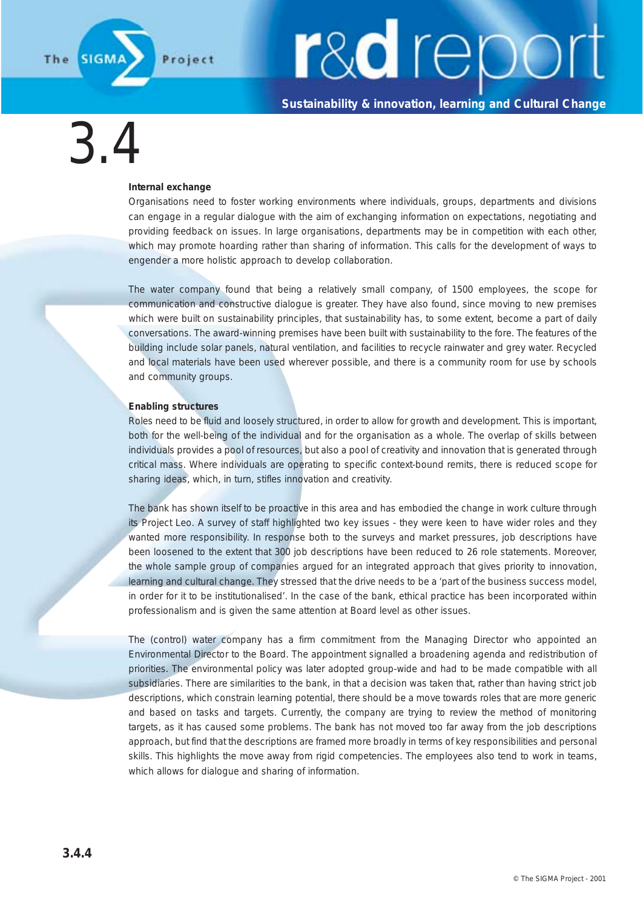# 3.4

### Internal exchange

Organisations need to foster working environments where individuals, groups, departments and divisions can engage in a regular dialogue with the aim of exchanging information on expectations, negotiating and providing feedback on issues. In large organisations, departments may be in competition with each other, which may promote hoarding rather than sharing of information. This calls for the development of ways to engender a more holistic approach to develop collaboration.

The water company found that being a relatively small company, of 1500 employees, the scope for communication and constructive dialogue is greater. They have also found, since moving to new premises which were built on sustainability principles, that sustainability has, to some extent, become a part of daily conversations. The award-winning premises have been built with sustainability to the fore. The features of the building include solar panels, natural ventilation, and facilities to recycle rainwater and grey water. Recycled and local materials have been used wherever possible, and there is a community room for use by schools and community groups.

### Enabling structures

Roles need to be fluid and loosely structured, in order to allow for growth and development. This is important, both for the well-being of the individual and for the organisation as a whole. The overlap of skills between individuals provides a pool of resources, but also a pool of creativity and innovation that is generated through critical mass. Where individuals are operating to specific context-bound remits, there is reduced scope for sharing ideas, which, in turn, stifles innovation and creativity.

The bank has shown itself to be proactive in this area and has embodied the change in work culture through its Project Leo. A survey of staff highlighted two key issues - they were keen to have wider roles and they wanted more responsibility. In response both to the surveys and market pressures, job descriptions have been loosened to the extent that 300 job descriptions have been reduced to 26 role statements. Moreover, the whole sample group of companies argued for an integrated approach that gives priority to innovation, learning and cultural change. They stressed that the drive needs to be a 'part of the business success model, in order for it to be institutionalised'. In the case of the bank, ethical practice has been incorporated within professionalism and is given the same attention at Board level as other issues.

The (control) water company has a firm commitment from the Managing Director who appointed an Environmental Director to the Board. The appointment signalled a broadening agenda and redistribution of priorities. The environmental policy was later adopted group-wide and had to be made compatible with all subsidiaries. There are similarities to the bank, in that a decision was taken that, rather than having strict job descriptions, which constrain learning potential, there should be a move towards roles that are more generic and based on tasks and targets. Currently, the company are trying to review the method of monitoring targets, as it has caused some problems. The bank has not moved too far away from the job descriptions approach, but find that the descriptions are framed more broadly in terms of key responsibilities and personal skills. This highlights the move away from rigid competencies. The employees also tend to work in teams, which allows for dialogue and sharing of information.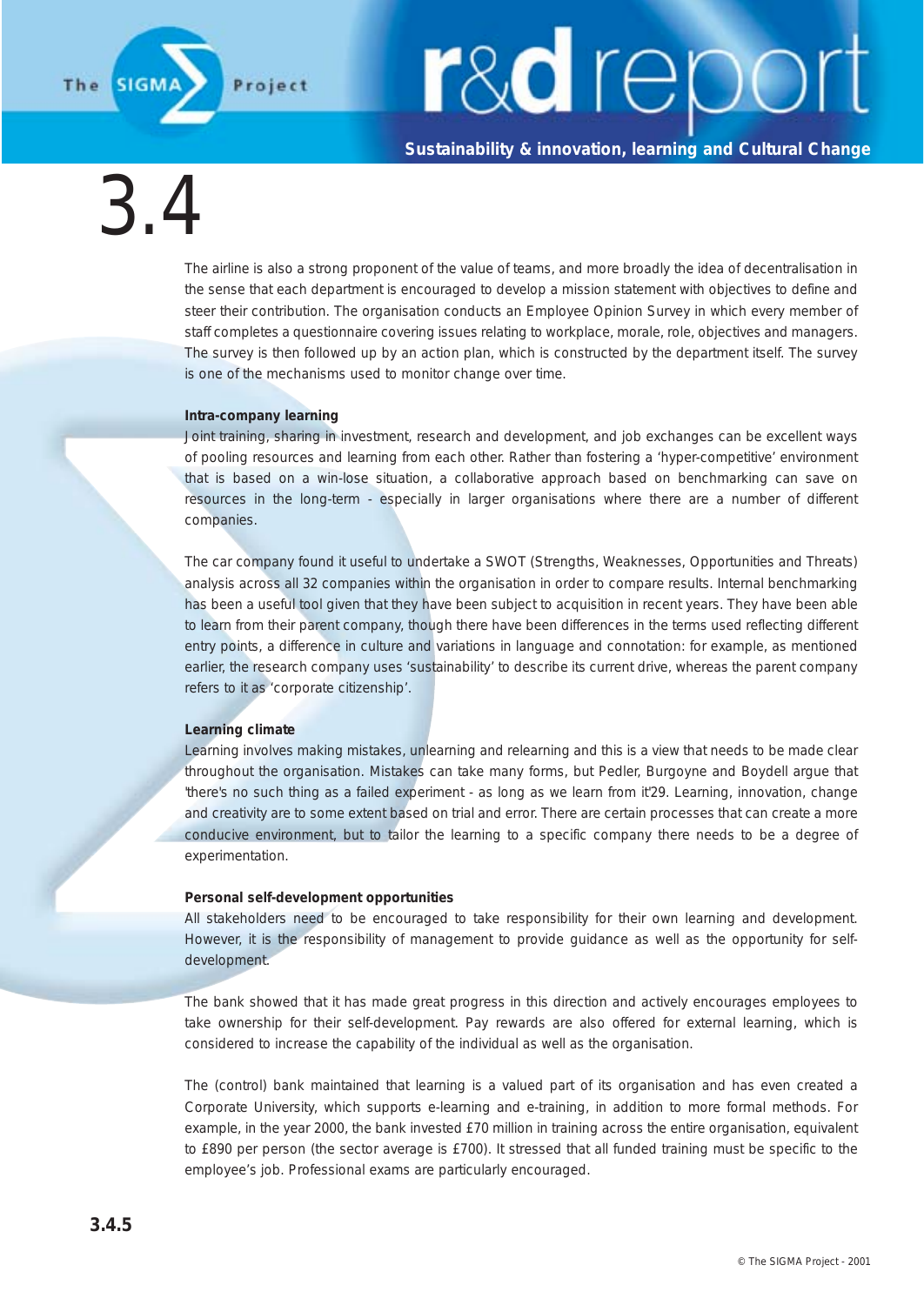The airline is also a strong proponent of the value of teams, and more broadly the idea of decentralisation in the sense that each department is encouraged to develop a mission statement with objectives to define and steer their contribution. The organisation conducts an Employee Opinion Survey in which every member of staff completes a questionnaire covering issues relating to workplace, morale, role, objectives and managers. The survey is then followed up by an action plan, which is constructed by the department itself. The survey is one of the mechanisms used to monitor change over time.

**Intra-company learning**

Joint training, sharing in investment, research and development, and job exchanges can be excellent ways of pooling resources and learning from each other. Rather than fostering a 'hyper-competitive' environment that is based on a win-lose situation, a collaborative approach based on benchmarking can save on resources in the long-term - especially in larger organisations where there are a number of different companies.

The car company found it useful to undertake a SWOT (Strengths, Weaknesses, Opportunities and Threats) analysis across all 32 companies within the organisation in order to compare results. Internal benchmarking has been a useful tool given that they have been subject to acquisition in recent years. They have been able to learn from their parent company, though there have been differences in the terms used reflecting different entry points, a difference in culture and variations in language and connotation: for example, as mentioned earlier, the research company uses 'sustainability' to describe its current drive, whereas the parent company refers to it as 'corporate citizenship'.

**Learning climate**

Learning involves making mistakes, unlearning and relearning and this is a view that needs to be made clear throughout the organisation. Mistakes can take many forms, but Pedler, Burgoyne and Boydell argue that 'there's no such thing as a failed experiment - as long as we learn from it'29. Learning, innovation, change and creativity are to some extent based on trial and error. There are certain processes that can create a more conducive environment, but to tailor the learning to a specific company there needs to be a degree of experimentation.

**Personal self-development opportunities**

All stakeholders need to be encouraged to take responsibility for their own learning and development. However, it is the responsibility of management to provide guidance as well as the opportunity for self-development.

The bank showed that it has made great progress in this direction and actively encourages employees to take ownership for their self-development. Pay rewards are also offered for external learning, which is considered to increase the capability of the individual as well as the organisation.

The (control) bank maintained that learning is a valued part of its organisation and has even created a Corporate University, which supports e-learning and e-training, in addition to more formal methods. For example, in the year 2000, the bank invested £70 million in training across the entire organisation, equivalent to £890 per person (the sector average is £700). It stressed that all funded training must be specific to the employee's job. Professional exams are particularly encouraged.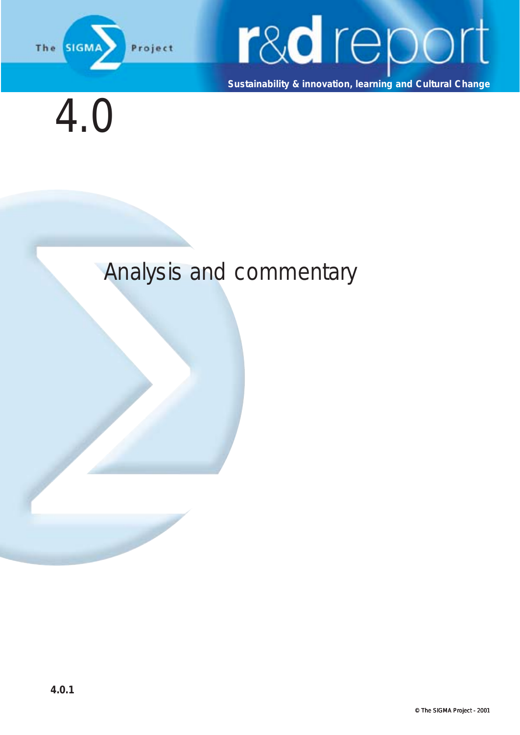# 4.0

## Analysis and commentary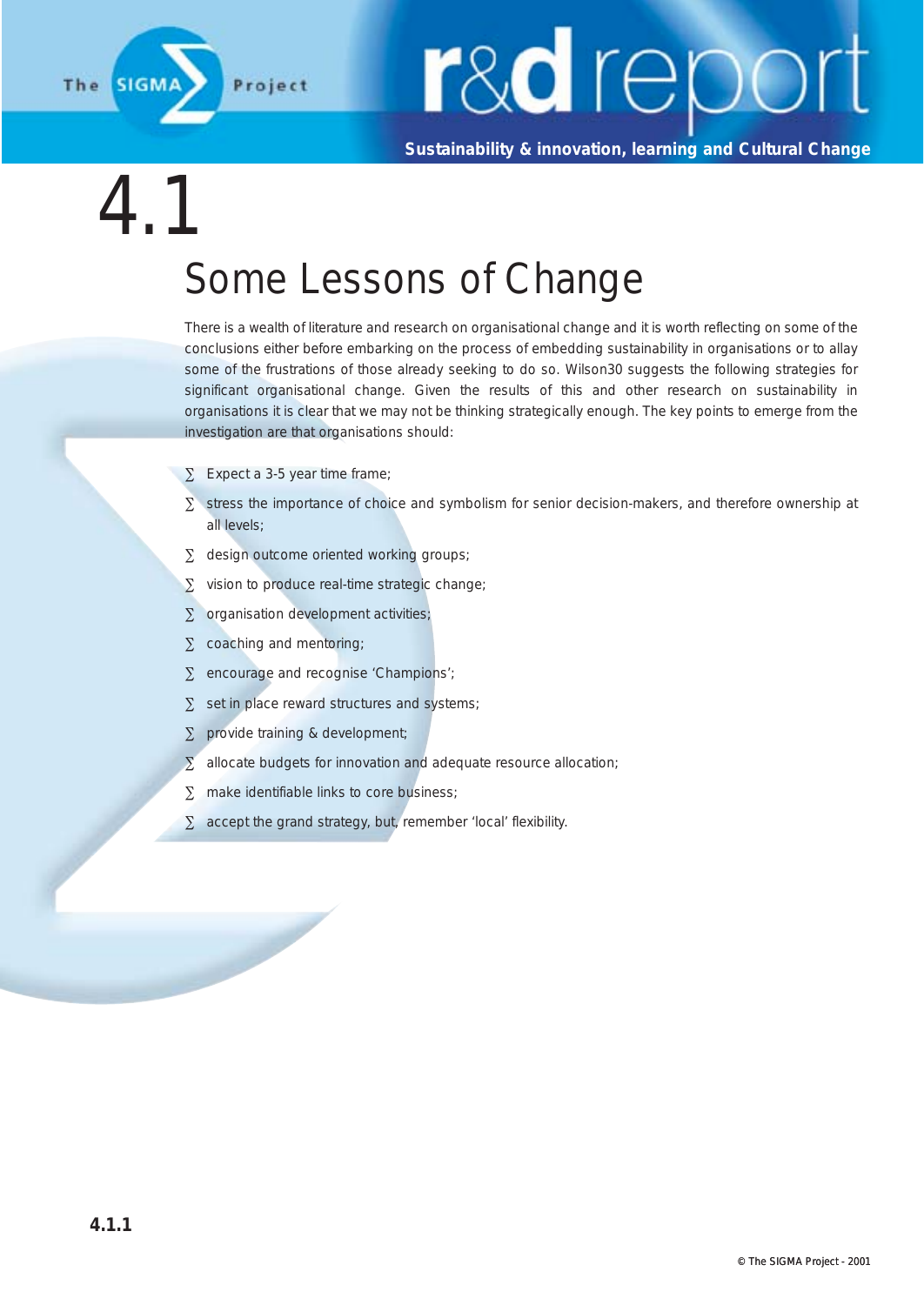# 4.1

## Some Lessons of Change

There is a wealth of literature and research on organisational change and it is worth reflecting on some of the conclusions either before embarking on the process of embedding sustainability in organisations or to allay some of the frustrations of those already seeking to do so. Wilson30 suggests the following strategies for significant organisational change. Given the results of this and other research on sustainability in organisations it is clear that we may not be thinking strategically enough. The key points to emerge from the investigation are that organisations should:

- Expect a 3-5 year time frame;
- stress the importance of choice and symbolism for senior decision-makers, and therefore ownership at all levels;
- design outcome oriented working groups;
- vision to produce real-time strategic change;
- organisation development activities;
- coaching and mentoring;
- encourage and recognise 'Champions';
- set in place reward structures and systems;
- provide training & development;
- allocate budgets for innovation and adequate resource allocation;
- make identifiable links to core business;
- accept the grand strategy, but, remember 'local' flexibility.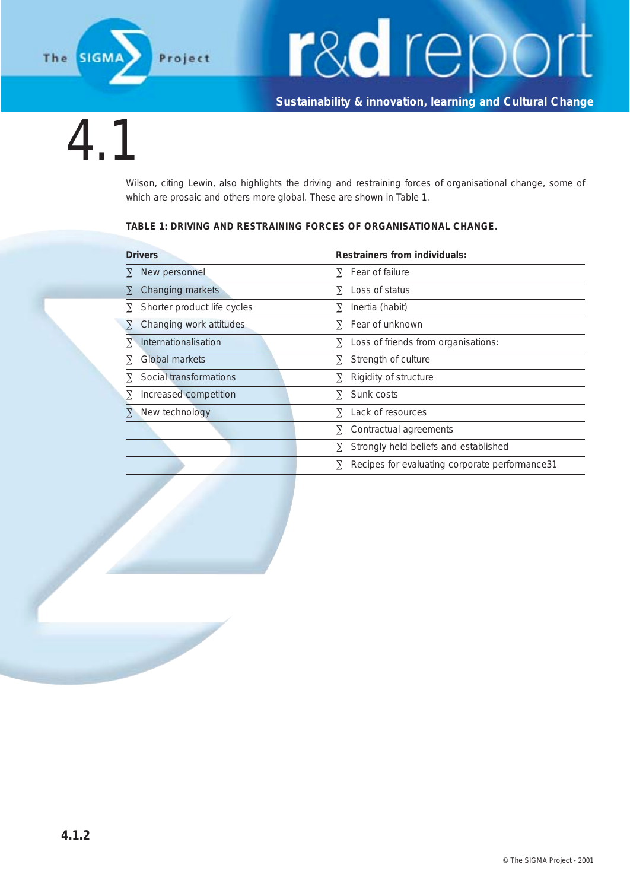# 4.1

Wilson, citing Lewin, also highlights the driving and restraining forces of organisational change, some of which are prosaic and others more global. These are shown in Table 1.

**TABLE 1: DRIVING AND RESTRAINING FORCES OF ORGANISATIONAL CHANGE.**

| Drivers | Restrainers from individuals: |
|---|---|
| ∑ New personnel | ∑ Fear of failure |
| ∑ Changing markets | ∑ Loss of status |
| ∑ Shorter product life cycles | ∑ Inertia (habit) |
| ∑ Changing work attitudes | ∑ Fear of unknown |
| ∑ Internationalisation | ∑ Loss of friends from organisations: |
| ∑ Global markets | ∑ Strength of culture |
| ∑ Social transformations | ∑ Rigidity of structure |
| ∑ Increased competition | ∑ Sunk costs |
| ∑ New technology | ∑ Lack of resources |
| | ∑ Contractual agreements |
| | ∑ Strongly held beliefs and established |
| | ∑ Recipes for evaluating corporate performance31 |

4.1.2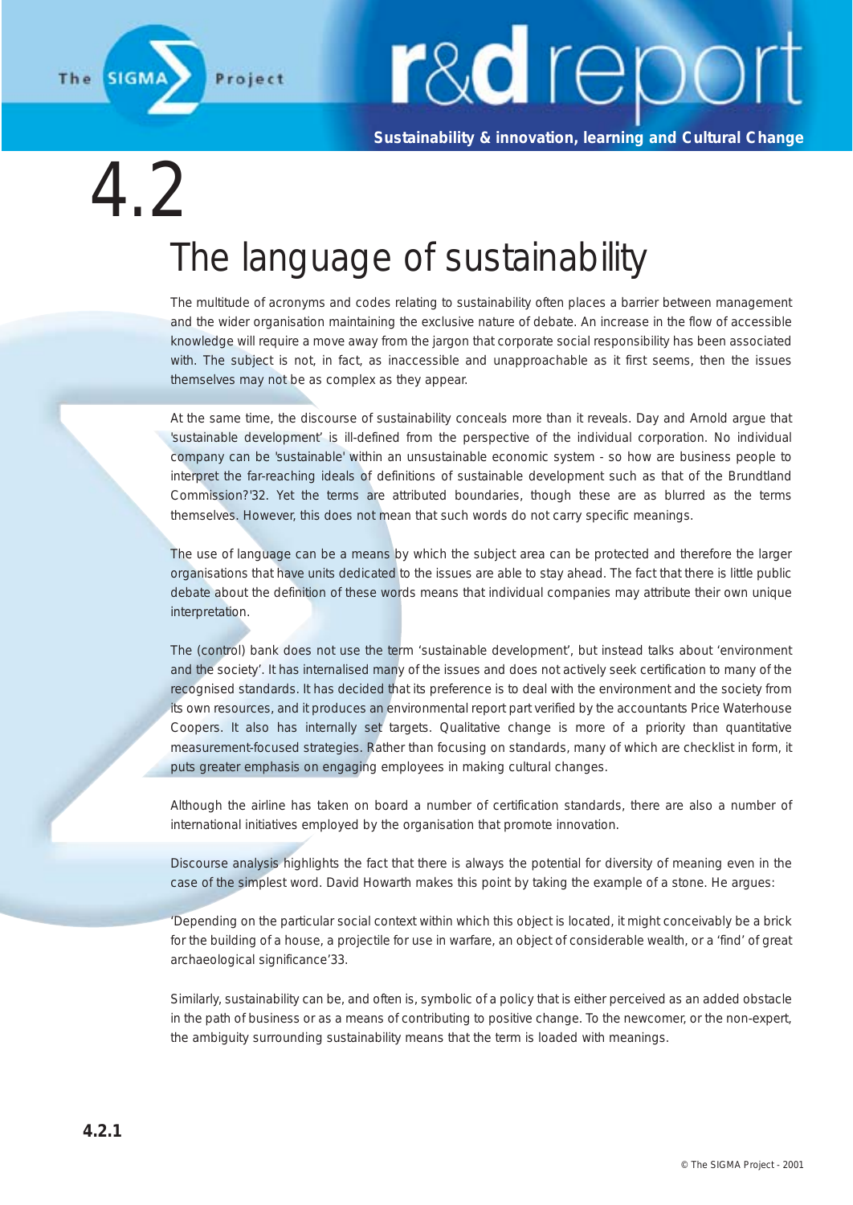# 4.2

## The language of sustainability

The multitude of acronyms and codes relating to sustainability often places a barrier between management and the wider organisation maintaining the exclusive nature of debate. An increase in the flow of accessible knowledge will require a move away from the jargon that corporate social responsibility has been associated with. The subject is not, in fact, as inaccessible and unapproachable as it first seems, then the issues themselves may not be as complex as they appear.

At the same time, the discourse of sustainability conceals more than it reveals. Day and Arnold argue that 'sustainable development' is ill-defined from the perspective of the individual corporation. No individual company can be 'sustainable' within an unsustainable economic system - so how are business people to interpret the far-reaching ideals of definitions of sustainable development such as that of the Brundtland Commission?'32. Yet the terms are attributed boundaries, though these are as blurred as the terms themselves. However, this does not mean that such words do not carry specific meanings.

The use of language can be a means by which the subject area can be protected and therefore the larger organisations that have units dedicated to the issues are able to stay ahead. The fact that there is little public debate about the definition of these words means that individual companies may attribute their own unique interpretation.

The (control) bank does not use the term 'sustainable development', but instead talks about 'environment and the society'. It has internalised many of the issues and does not actively seek certification to many of the recognised standards. It has decided that its preference is to deal with the environment and the society from its own resources, and it produces an environmental report part verified by the accountants Price Waterhouse Coopers. It also has internally set targets. Qualitative change is more of a priority than quantitative measurement-focused strategies. Rather than focusing on standards, many of which are checklist in form, it puts greater emphasis on engaging employees in making cultural changes.

Although the airline has taken on board a number of certification standards, there are also a number of international initiatives employed by the organisation that promote innovation.

Discourse analysis highlights the fact that there is always the potential for diversity of meaning even in the case of the simplest word. David Howarth makes this point by taking the example of a stone. He argues:

'Depending on the particular social context within which this object is located, it might conceivably be a brick for the building of a house, a projectile for use in warfare, an object of considerable wealth, or a 'find' of great archaeological significance'33.

Similarly, sustainability can be, and often is, symbolic of a policy that is either perceived as an added obstacle in the path of business or as a means of contributing to positive change. To the newcomer, or the non-expert, the ambiguity surrounding sustainability means that the term is loaded with meanings.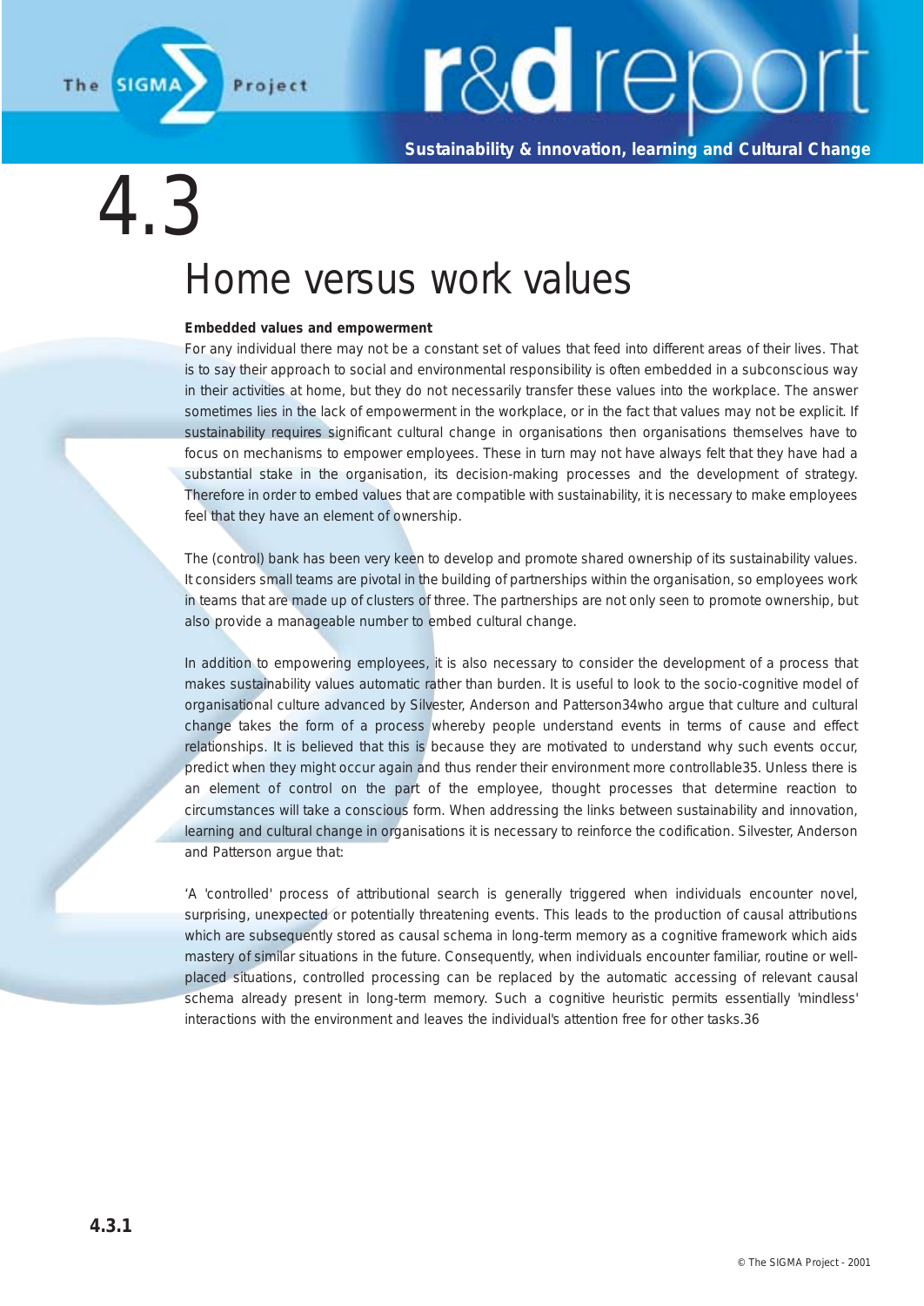# 4.3

## Home versus work values

**Embedded values and empowerment**

For any individual there may not be a constant set of values that feed into different areas of their lives. That is to say their approach to social and environmental responsibility is often embedded in a subconscious way in their activities at home, but they do not necessarily transfer these values into the workplace. The answer sometimes lies in the lack of empowerment in the workplace, or in the fact that values may not be explicit. If sustainability requires significant cultural change in organisations then organisations themselves have to focus on mechanisms to empower employees. These in turn may not have always felt that they have had a substantial stake in the organisation, its decision-making processes and the development of strategy. Therefore in order to embed values that are compatible with sustainability, it is necessary to make employees feel that they have an element of ownership.

The (control) bank has been very keen to develop and promote shared ownership of its sustainability values. It considers small teams are pivotal in the building of partnerships within the organisation, so employees work in teams that are made up of clusters of three. The partnerships are not only seen to promote ownership, but also provide a manageable number to embed cultural change.

In addition to empowering employees, it is also necessary to consider the development of a process that makes sustainability values automatic rather than burden. It is useful to look to the socio-cognitive model of organisational culture advanced by Silvester, Anderson and Patterson[34] who argue that culture and cultural change takes the form of a process whereby people understand events in terms of cause and effect relationships. It is believed that this is because they are motivated to understand why such events occur, predict when they might occur again and thus render their environment more controllable[35]. Unless there is an element of control on the part of the employee, thought processes that determine reaction to circumstances will take a conscious form. When addressing the links between sustainability and innovation, learning and cultural change in organisations it is necessary to reinforce the codification. Silvester, Anderson and Patterson argue that:

'A 'controlled' process of attributional search is generally triggered when individuals encounter novel, surprising, unexpected or potentially threatening events. This leads to the production of causal attributions which are subsequently stored as causal schema in long-term memory as a cognitive framework which aids mastery of similar situations in the future. Consequently, when individuals encounter familiar, routine or well-placed situations, controlled processing can be replaced by the automatic accessing of relevant causal schema already present in long-term memory. Such a cognitive heuristic permits essentially 'mindless' interactions with the environment and leaves the individual's attention free for other tasks.[36]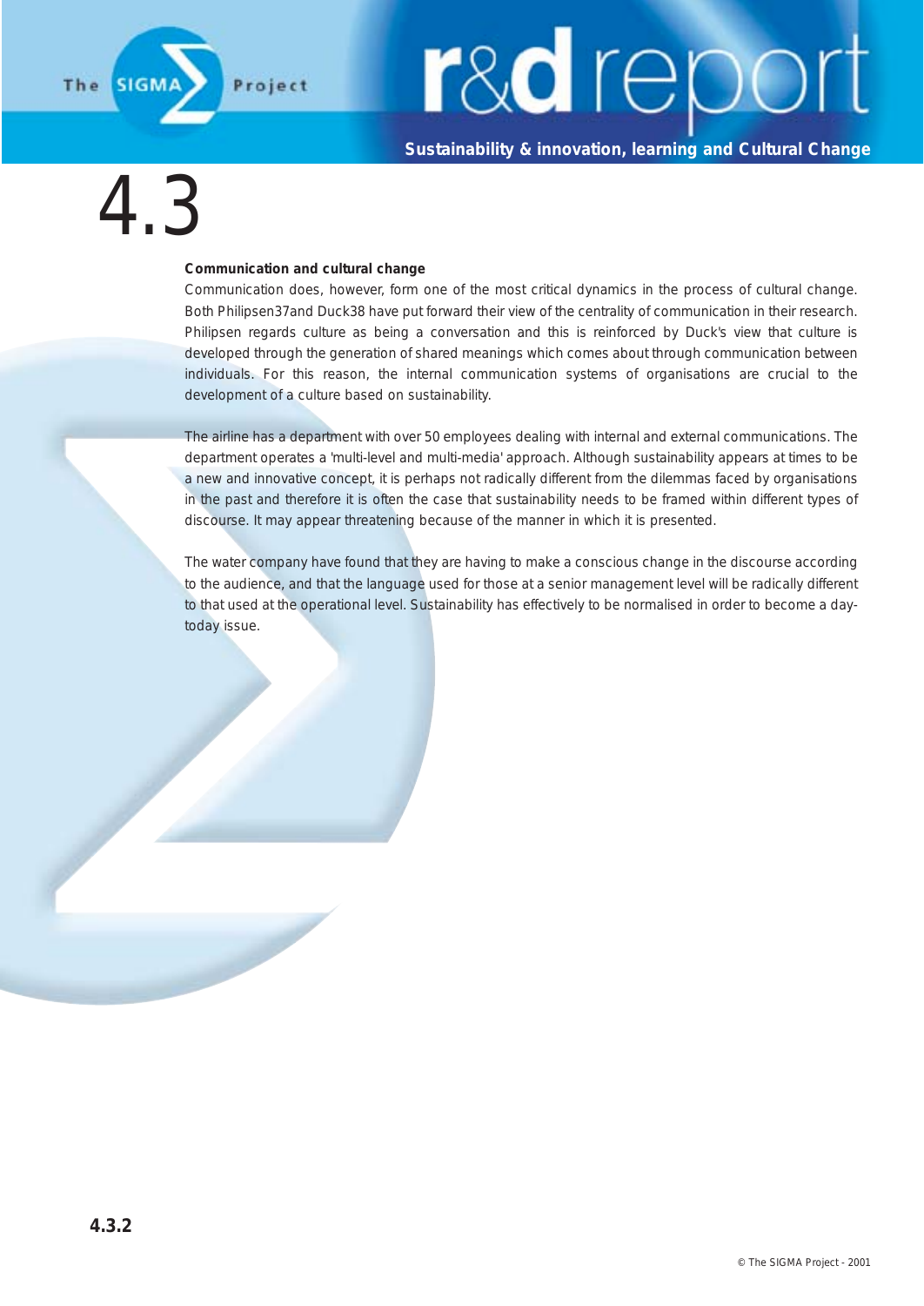# 4.3

**Communication and cultural change**

Communication does, however, form one of the most critical dynamics in the process of cultural change. Both Philipsen37and Duck38 have put forward their view of the centrality of communication in their research. Philipsen regards culture as being a conversation and this is reinforced by Duck's view that culture is developed through the generation of shared meanings which comes about through communication between individuals. For this reason, the internal communication systems of organisations are crucial to the development of a culture based on sustainability.

The airline has a department with over 50 employees dealing with internal and external communications. The department operates a 'multi-level and multi-media' approach. Although sustainability appears at times to be a new and innovative concept, it is perhaps not radically different from the dilemmas faced by organisations in the past and therefore it is often the case that sustainability needs to be framed within different types of discourse. It may appear threatening because of the manner in which it is presented.

The water company have found that they are having to make a conscious change in the discourse according to the audience, and that the language used for those at a senior management level will be radically different to that used at the operational level. Sustainability has effectively to be normalised in order to become a day-today issue.

**4.3.2**

© The SIGMA Project - 2001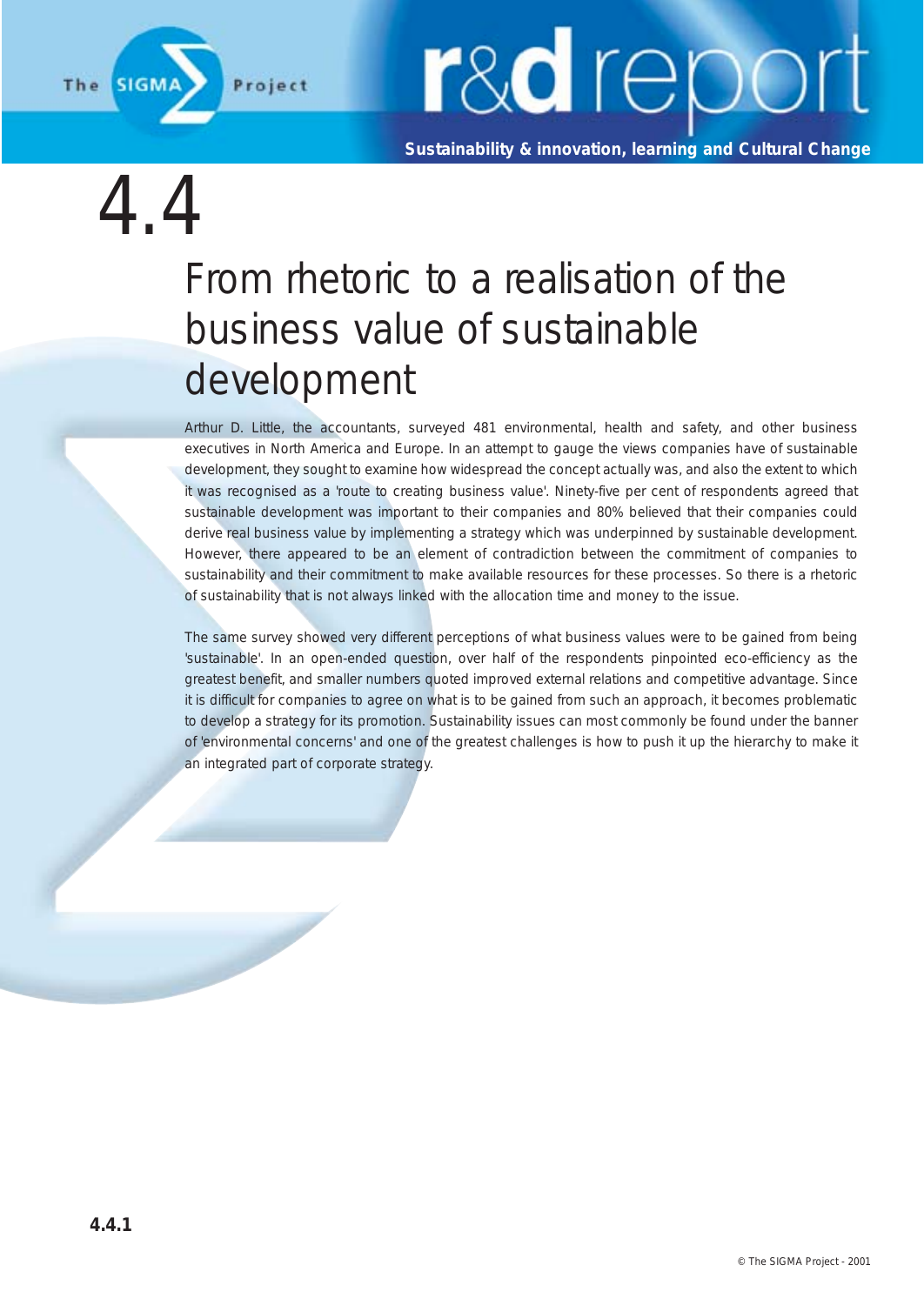# 4.4

## From rhetoric to a realisation of the business value of sustainable development

Arthur D. Little, the accountants, surveyed 481 environmental, health and safety, and other business executives in North America and Europe. In an attempt to gauge the views companies have of sustainable development, they sought to examine how widespread the concept actually was, and also the extent to which it was recognised as a 'route to creating business value'. Ninety-five per cent of respondents agreed that sustainable development was important to their companies and 80% believed that their companies could derive real business value by implementing a strategy which was underpinned by sustainable development. However, there appeared to be an element of contradiction between the commitment of companies to sustainability and their commitment to make available resources for these processes. So there is a rhetoric of sustainability that is not always linked with the allocation time and money to the issue.

The same survey showed very different perceptions of what business values were to be gained from being 'sustainable'. In an open-ended question, over half of the respondents pinpointed eco-efficiency as the greatest benefit, and smaller numbers quoted improved external relations and competitive advantage. Since it is difficult for companies to agree on what is to be gained from such an approach, it becomes problematic to develop a strategy for its promotion. Sustainability issues can most commonly be found under the banner of 'environmental concerns' and one of the greatest challenges is how to push it up the hierarchy to make it an integrated part of corporate strategy.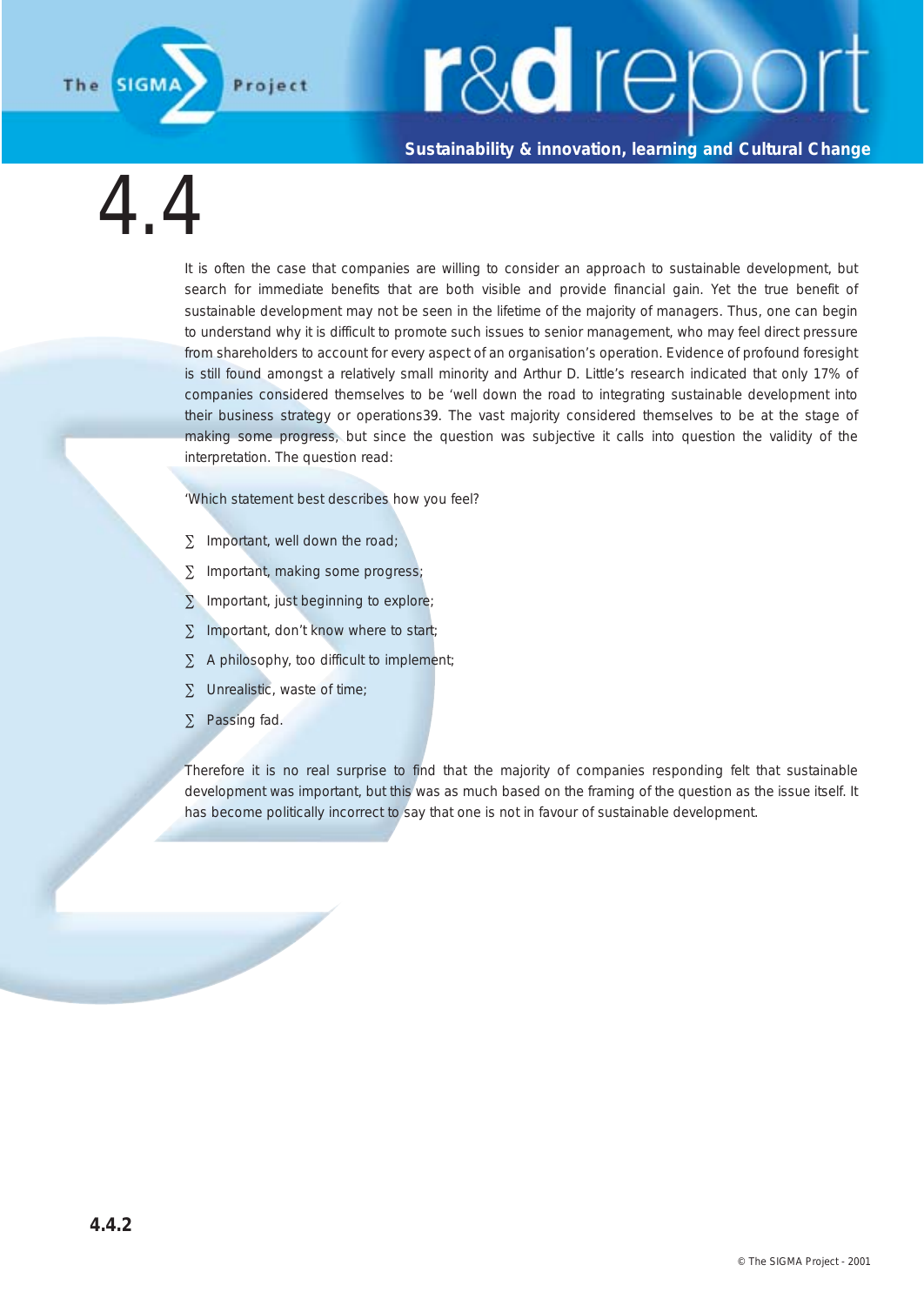# 4.4

It is often the case that companies are willing to consider an approach to sustainable development, but search for immediate benefits that are both visible and provide financial gain. Yet the true benefit of sustainable development may not be seen in the lifetime of the majority of managers. Thus, one can begin to understand why it is difficult to promote such issues to senior management, who may feel direct pressure from shareholders to account for every aspect of an organisation's operation. Evidence of profound foresight is still found amongst a relatively small minority and Arthur D. Little's research indicated that only 17% of companies considered themselves to be 'well down the road to integrating sustainable development into their business strategy or operations39. The vast majority considered themselves to be at the stage of making some progress, but since the question was subjective it calls into question the validity of the interpretation. The question read:

'Which statement best describes how you feel?

- Important, well down the road;
- Important, making some progress;
- Important, just beginning to explore;
- Important, don't know where to start;
- A philosophy, too difficult to implement;
- Unrealistic, waste of time;
- Passing fad.

Therefore it is no real surprise to find that the majority of companies responding felt that sustainable development was important, but this was as much based on the framing of the question as the issue itself. It has become politically incorrect to say that one is not in favour of sustainable development.

**4.4.2**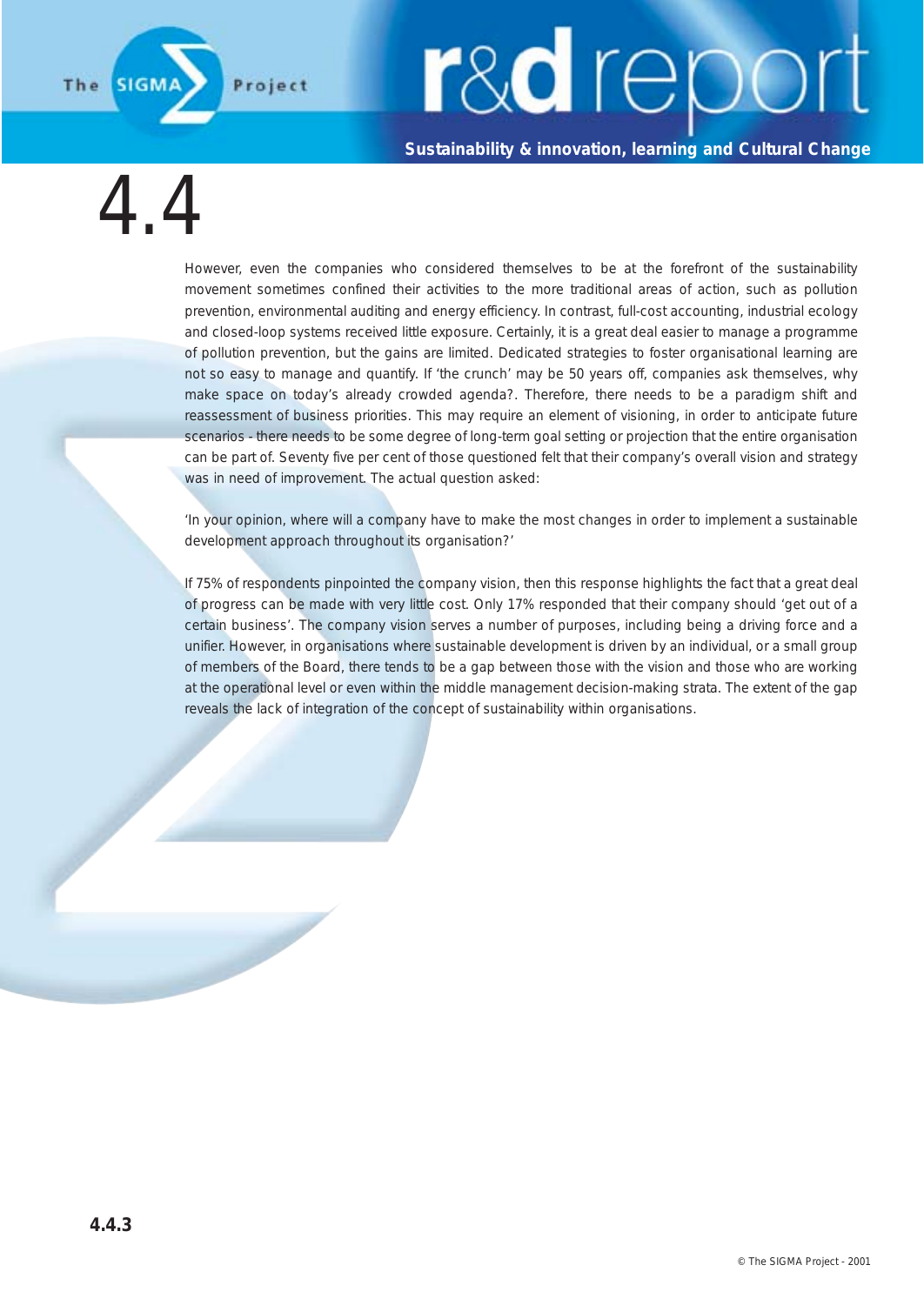# 4.4

However, even the companies who considered themselves to be at the forefront of the sustainability movement sometimes confined their activities to the more traditional areas of action, such as pollution prevention, environmental auditing and energy efficiency. In contrast, full-cost accounting, industrial ecology and closed-loop systems received little exposure. Certainly, it is a great deal easier to manage a programme of pollution prevention, but the gains are limited. Dedicated strategies to foster organisational learning are not so easy to manage and quantify. If 'the crunch' may be 50 years off, companies ask themselves, why make space on today's already crowded agenda?. Therefore, there needs to be a paradigm shift and reassessment of business priorities. This may require an element of visioning, in order to anticipate future scenarios - there needs to be some degree of long-term goal setting or projection that the entire organisation can be part of. Seventy five per cent of those questioned felt that their company's overall vision and strategy was in need of improvement. The actual question asked:

'In your opinion, where will a company have to make the most changes in order to implement a sustainable development approach throughout its organisation?'

If 75% of respondents pinpointed the company vision, then this response highlights the fact that a great deal of progress can be made with very little cost. Only 17% responded that their company should 'get out of a certain business'. The company vision serves a number of purposes, including being a driving force and a unifier. However, in organisations where sustainable development is driven by an individual, or a small group of members of the Board, there tends to be a gap between those with the vision and those who are working at the operational level or even within the middle management decision-making strata. The extent of the gap reveals the lack of integration of the concept of sustainability within organisations.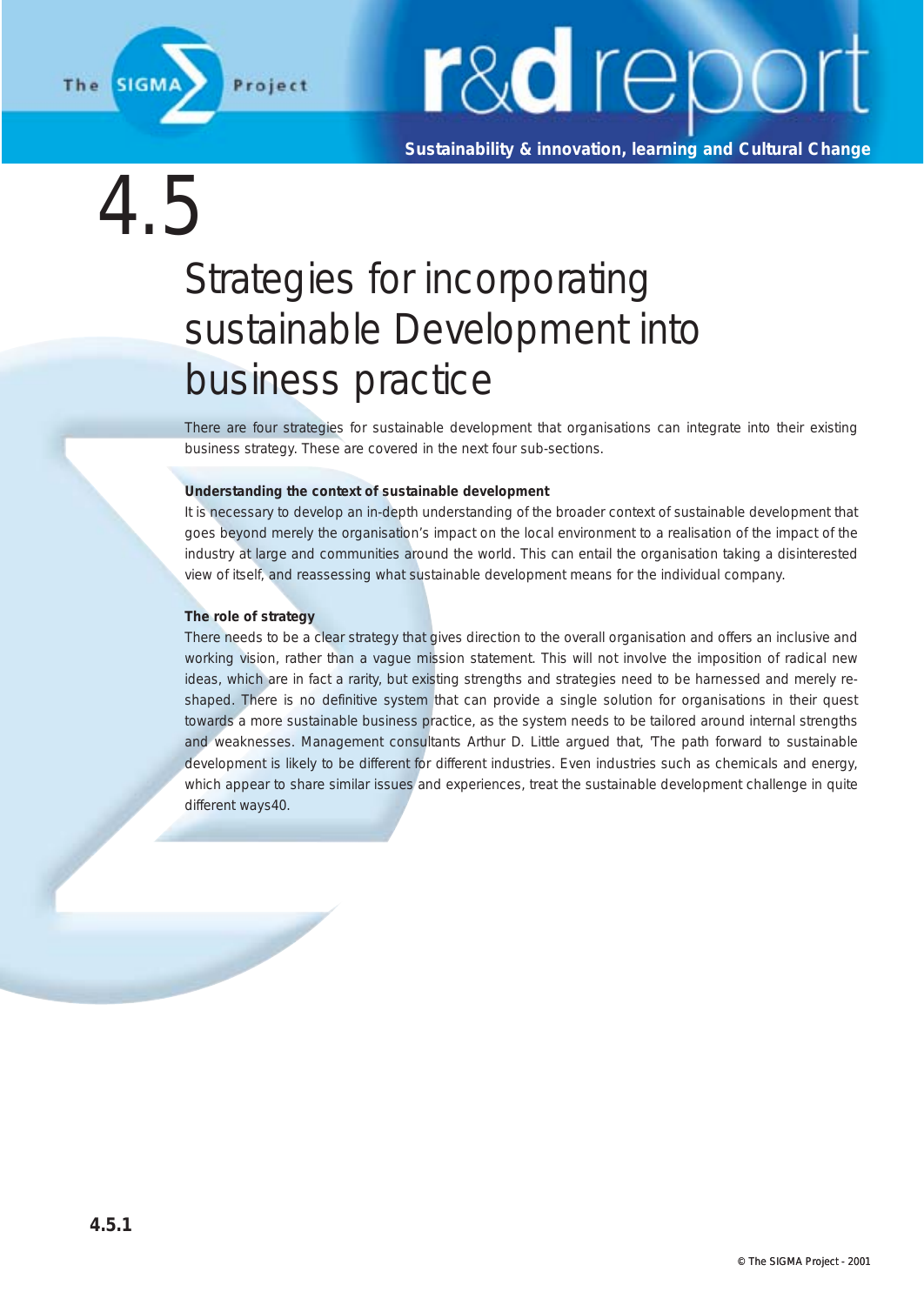# 4.5

## Strategies for incorporating sustainable Development into business practice

There are four strategies for sustainable development that organisations can integrate into their existing business strategy. These are covered in the next four sub-sections.

**Understanding the context of sustainable development**

It is necessary to develop an in-depth understanding of the broader context of sustainable development that goes beyond merely the organisation's impact on the local environment to a realisation of the impact of the industry at large and communities around the world. This can entail the organisation taking a disinterested view of itself, and reassessing what sustainable development means for the individual company.

**The role of strategy**

There needs to be a clear strategy that gives direction to the overall organisation and offers an inclusive and working vision, rather than a vague mission statement. This will not involve the imposition of radical new ideas, which are in fact a rarity, but existing strengths and strategies need to be harnessed and merely re-shaped. There is no definitive system that can provide a single solution for organisations in their quest towards a more sustainable business practice, as the system needs to be tailored around internal strengths and weaknesses. Management consultants Arthur D. Little argued that, 'The path forward to sustainable development is likely to be different for different industries. Even industries such as chemicals and energy, which appear to share similar issues and experiences, treat the sustainable development challenge in quite different ways40.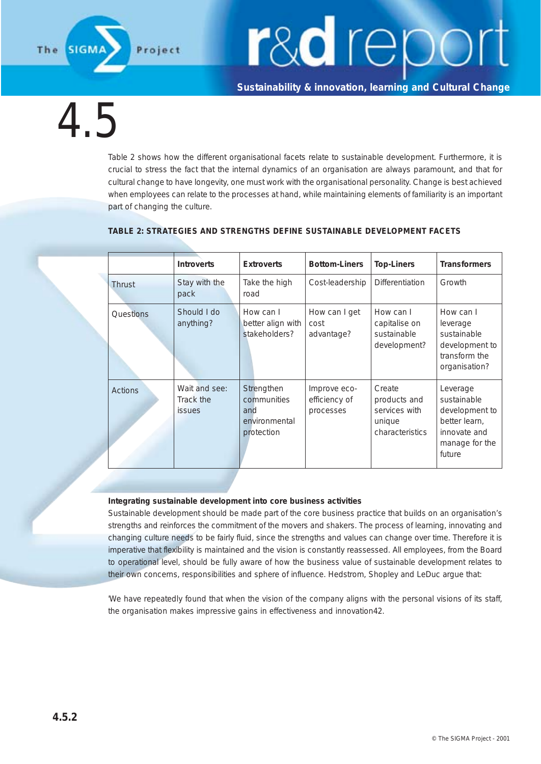# 4.5

Table 2 shows how the different organisational facets relate to sustainable development. Furthermore, it is crucial to stress the fact that the internal dynamics of an organisation are always paramount, and that for cultural change to have longevity, one must work with the organisational personality. Change is best achieved when employees can relate to the processes at hand, while maintaining elements of familiarity is an important part of changing the culture.

**TABLE 2: STRATEGIES AND STRENGTHS DEFINE SUSTAINABLE DEVELOPMENT FACETS**

| | Introverts | Extroverts | Bottom-Liners | Top-Liners | Transformers |
|---|---|---|---|---|---|
| Thrust | Stay with the pack | Take the high road | Cost-leadership | Differentiation | Growth |
| Questions | Should I do anything? | How can I better align with stakeholders? | How can I get cost advantage? | How can I capitalise on sustainable development? | How can I leverage sustainable development to transform the organisation? |
| Actions | Wait and see: Track the issues | Strengthen communities and environmental protection | Improve eco-efficiency of processes | Create products and services with unique characteristics | Leverage sustainable development to better learn, innovate and manage for the future |

**Integrating sustainable development into core business activities**

Sustainable development should be made part of the core business practice that builds on an organisation's strengths and reinforces the commitment of the movers and shakers. The process of learning, innovating and changing culture needs to be fairly fluid, since the strengths and values can change over time. Therefore it is imperative that flexibility is maintained and the vision is constantly reassessed. All employees, from the Board to operational level, should be fully aware of how the business value of sustainable development relates to their own concerns, responsibilities and sphere of influence. Hedstrom, Shopley and LeDuc argue that:

'We have repeatedly found that when the vision of the company aligns with the personal visions of its staff, the organisation makes impressive gains in effectiveness and innovation[42].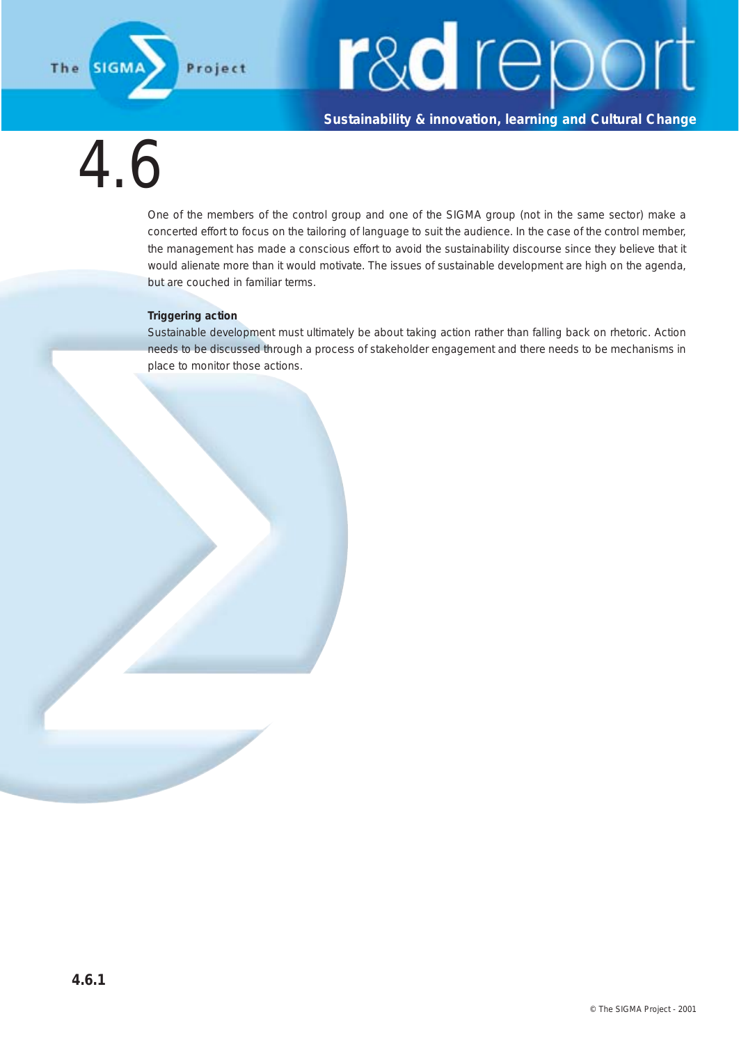# 4.6

One of the members of the control group and one of the SIGMA group (not in the same sector) make a concerted effort to focus on the tailoring of language to suit the audience. In the case of the control member, the management has made a conscious effort to avoid the sustainability discourse since they believe that it would alienate more than it would motivate. The issues of sustainable development are high on the agenda, but are couched in familiar terms.

**Triggering action**

Sustainable development must ultimately be about taking action rather than falling back on rhetoric. Action needs to be discussed through a process of stakeholder engagement and there needs to be mechanisms in place to monitor those actions.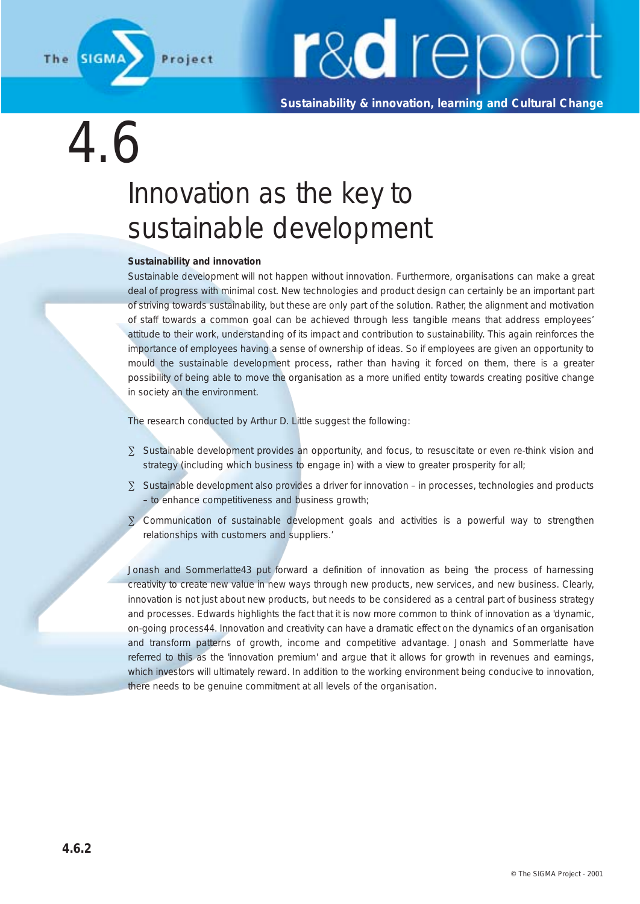# 4.6

# Innovation as the key to sustainable development

**Sustainability and innovation**

Sustainable development will not happen without innovation. Furthermore, organisations can make a great deal of progress with minimal cost. New technologies and product design can certainly be an important part of striving towards sustainability, but these are only part of the solution. Rather, the alignment and motivation of staff towards a common goal can be achieved through less tangible means that address employees' attitude to their work, understanding of its impact and contribution to sustainability. This again reinforces the importance of employees having a sense of ownership of ideas. So if employees are given an opportunity to mould the sustainable development process, rather than having it forced on them, there is a greater possibility of being able to move the organisation as a more unified entity towards creating positive change in society an the environment.

The research conducted by Arthur D. Little suggest the following:

- Sustainable development provides an opportunity, and focus, to resuscitate or even re-think vision and strategy (including which business to engage in) with a view to greater prosperity for all;
- Sustainable development also provides a driver for innovation – in processes, technologies and products – to enhance competitiveness and business growth;
- Communication of sustainable development goals and activities is a powerful way to strengthen relationships with customers and suppliers.'

Jonash and Sommerlatte43 put forward a definition of innovation as being 'the process of harnessing creativity to create new value in new ways through new products, new services, and new business. Clearly, innovation is not just about new products, but needs to be considered as a central part of business strategy and processes. Edwards highlights the fact that it is now more common to think of innovation as a 'dynamic, on-going process44. Innovation and creativity can have a dramatic effect on the dynamics of an organisation and transform patterns of growth, income and competitive advantage. Jonash and Sommerlatte have referred to this as the 'innovation premium' and argue that it allows for growth in revenues and earnings, which investors will ultimately reward. In addition to the working environment being conducive to innovation, there needs to be genuine commitment at all levels of the organisation.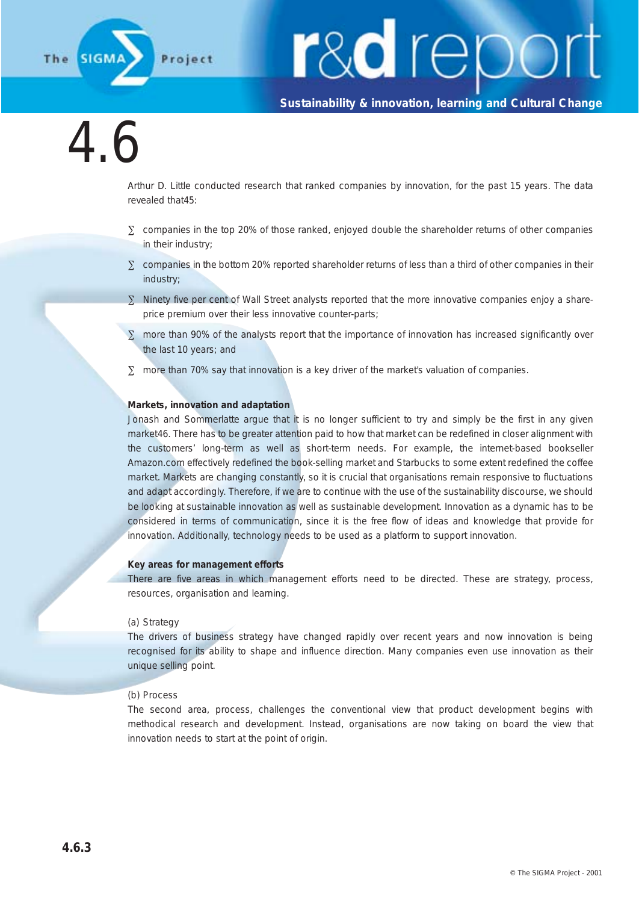# 4.6

Arthur D. Little conducted research that ranked companies by innovation, for the past 15 years. The data revealed that45:

- companies in the top 20% of those ranked, enjoyed double the shareholder returns of other companies in their industry;
- companies in the bottom 20% reported shareholder returns of less than a third of other companies in their industry;
- Ninety five per cent of Wall Street analysts reported that the more innovative companies enjoy a share-price premium over their less innovative counter-parts;
- more than 90% of the analysts report that the importance of innovation has increased significantly over the last 10 years; and
- more than 70% say that innovation is a key driver of the market's valuation of companies.

**Markets, innovation and adaptation**

Jonash and Sommerlatte argue that it is no longer sufficient to try and simply be the first in any given market46. There has to be greater attention paid to how that market can be redefined in closer alignment with the customers' long-term as well as short-term needs. For example, the internet-based bookseller Amazon.com effectively redefined the book-selling market and Starbucks to some extent redefined the coffee market. Markets are changing constantly, so it is crucial that organisations remain responsive to fluctuations and adapt accordingly. Therefore, if we are to continue with the use of the sustainability discourse, we should be looking at sustainable innovation as well as sustainable development. Innovation as a dynamic has to be considered in terms of communication, since it is the free flow of ideas and knowledge that provide for innovation. Additionally, technology needs to be used as a platform to support innovation.

**Key areas for management efforts**

There are five areas in which management efforts need to be directed. These are strategy, process, resources, organisation and learning.

(a) Strategy

The drivers of business strategy have changed rapidly over recent years and now innovation is being recognised for its ability to shape and influence direction. Many companies even use innovation as their unique selling point.

(b) Process

The second area, process, challenges the conventional view that product development begins with methodical research and development. Instead, organisations are now taking on board the view that innovation needs to start at the point of origin.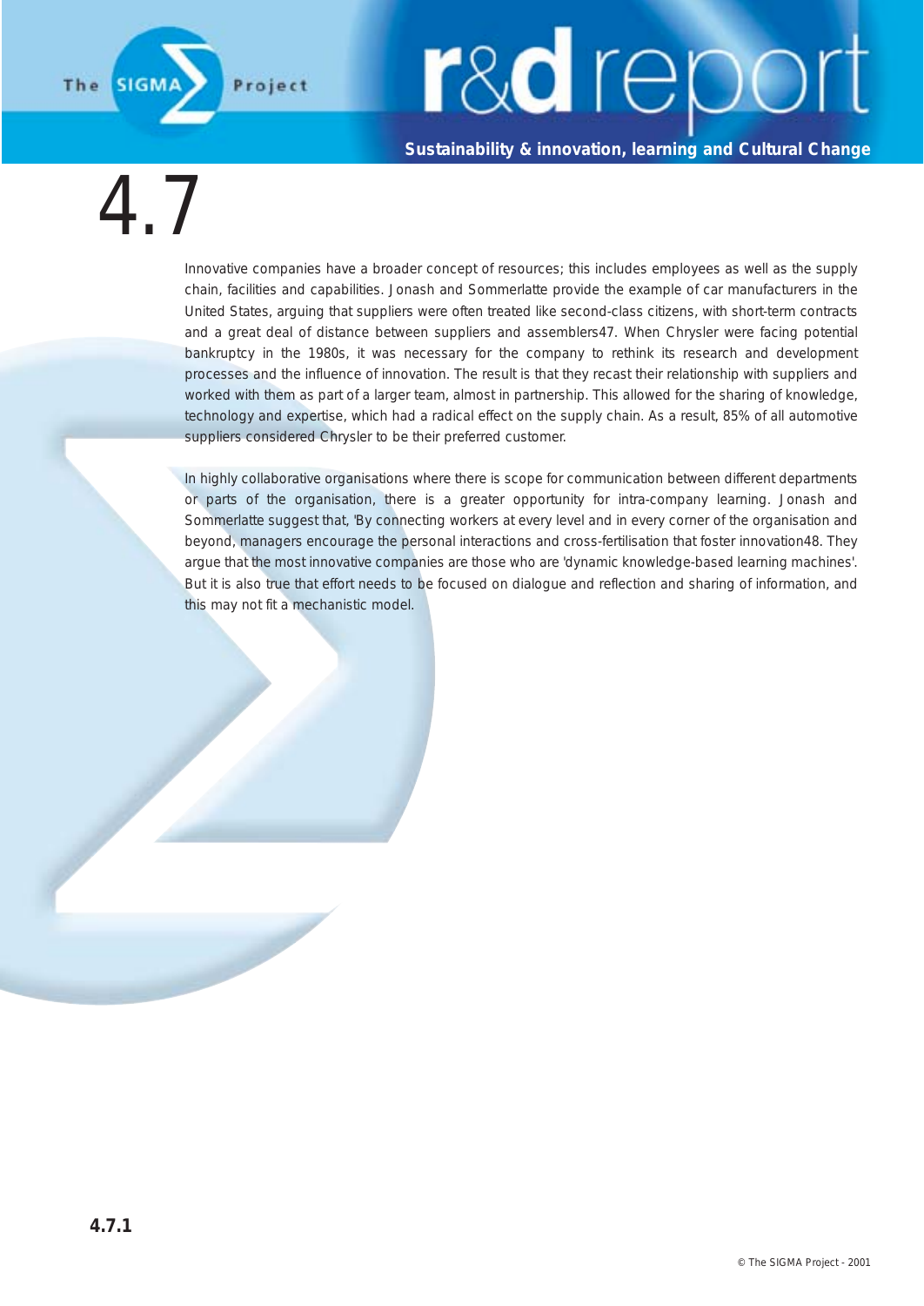# 4.7

Innovative companies have a broader concept of resources; this includes employees as well as the supply chain, facilities and capabilities. Jonash and Sommerlatte provide the example of car manufacturers in the United States, arguing that suppliers were often treated like second-class citizens, with short-term contracts and a great deal of distance between suppliers and assemblers47. When Chrysler were facing potential bankruptcy in the 1980s, it was necessary for the company to rethink its research and development processes and the influence of innovation. The result is that they recast their relationship with suppliers and worked with them as part of a larger team, almost in partnership. This allowed for the sharing of knowledge, technology and expertise, which had a radical effect on the supply chain. As a result, 85% of all automotive suppliers considered Chrysler to be their preferred customer.

In highly collaborative organisations where there is scope for communication between different departments or parts of the organisation, there is a greater opportunity for intra-company learning. Jonash and Sommerlatte suggest that, 'By connecting workers at every level and in every corner of the organisation and beyond, managers encourage the personal interactions and cross-fertilisation that foster innovation48. They argue that the most innovative companies are those who are 'dynamic knowledge-based learning machines'. But it is also true that effort needs to be focused on dialogue and reflection and sharing of information, and this may not fit a mechanistic model.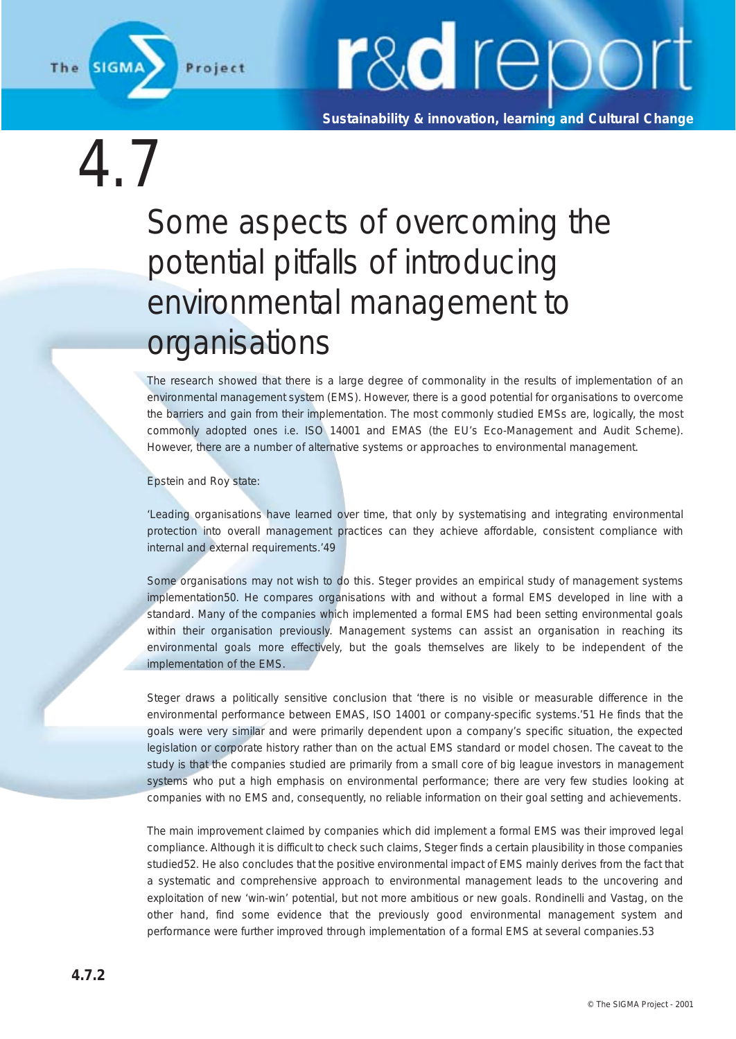# 4.7

## Some aspects of overcoming the potential pitfalls of introducing environmental management to organisations

The research showed that there is a large degree of commonality in the results of implementation of an environmental management system (EMS). However, there is a good potential for organisations to overcome the barriers and gain from their implementation. The most commonly studied EMSs are, logically, the most commonly adopted ones i.e. ISO 14001 and EMAS (the EU's Eco-Management and Audit Scheme). However, there are a number of alternative systems or approaches to environmental management.

Epstein and Roy state:

'Leading organisations have learned over time, that only by systematising and integrating environmental protection into overall management practices can they achieve affordable, consistent compliance with internal and external requirements.'[49]

Some organisations may not wish to do this. Steger provides an empirical study of management systems implementation[50]. He compares organisations with and without a formal EMS developed in line with a standard. Many of the companies which implemented a formal EMS had been setting environmental goals within their organisation previously. Management systems can assist an organisation in reaching its environmental goals more effectively, but the goals themselves are likely to be independent of the implementation of the EMS.

Steger draws a politically sensitive conclusion that 'there is no visible or measurable difference in the environmental performance between EMAS, ISO 14001 or company-specific systems.'[51] He finds that the goals were very similar and were primarily dependent upon a company's specific situation, the expected legislation or corporate history rather than on the actual EMS standard or model chosen. The caveat to the study is that the companies studied are primarily from a small core of big league investors in management systems who put a high emphasis on environmental performance; there are very few studies looking at companies with no EMS and, consequently, no reliable information on their goal setting and achievements.

The main improvement claimed by companies which did implement a formal EMS was their improved legal compliance. Although it is difficult to check such claims, Steger finds a certain plausibility in those companies studied[52]. He also concludes that the positive environmental impact of EMS mainly derives from the fact that a systematic and comprehensive approach to environmental management leads to the uncovering and exploitation of new 'win-win' potential, but not more ambitious or new goals. Rondinelli and Vastag, on the other hand, find some evidence that the previously good environmental management system and performance were further improved through implementation of a formal EMS at several companies.[53]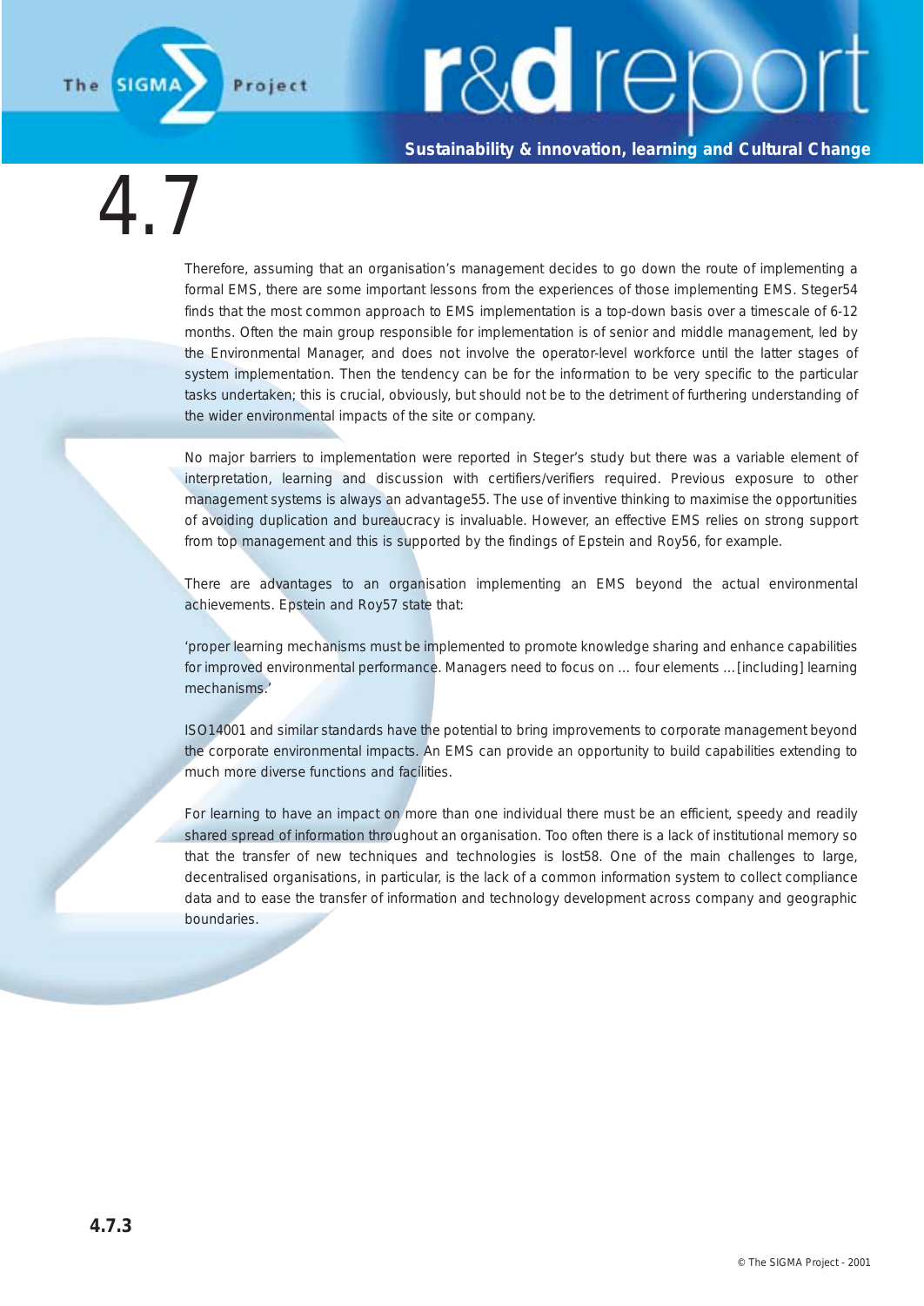Therefore, assuming that an organisation's management decides to go down the route of implementing a formal EMS, there are some important lessons from the experiences of those implementing EMS. Steger[54] finds that the most common approach to EMS implementation is a top-down basis over a timescale of 6-12 months. Often the main group responsible for implementation is of senior and middle management, led by the Environmental Manager, and does not involve the operator-level workforce until the latter stages of system implementation. Then the tendency can be for the information to be very specific to the particular tasks undertaken; this is crucial, obviously, but should not be to the detriment of furthering understanding of the wider environmental impacts of the site or company.

No major barriers to implementation were reported in Steger's study but there was a variable element of interpretation, learning and discussion with certifiers/verifiers required. Previous exposure to other management systems is always an advantage[55]. The use of inventive thinking to maximise the opportunities of avoiding duplication and bureaucracy is invaluable. However, an effective EMS relies on strong support from top management and this is supported by the findings of Epstein and Roy[56], for example.

There are advantages to an organisation implementing an EMS beyond the actual environmental achievements. Epstein and Roy[57] state that:

'proper learning mechanisms must be implemented to promote knowledge sharing and enhance capabilities for improved environmental performance. Managers need to focus on … four elements …[including] learning mechanisms.'

ISO14001 and similar standards have the potential to bring improvements to corporate management beyond the corporate environmental impacts. An EMS can provide an opportunity to build capabilities extending to much more diverse functions and facilities.

For learning to have an impact on more than one individual there must be an efficient, speedy and readily shared spread of information throughout an organisation. Too often there is a lack of institutional memory so that the transfer of new techniques and technologies is lost[58]. One of the main challenges to large, decentralised organisations, in particular, is the lack of a common information system to collect compliance data and to ease the transfer of information and technology development across company and geographic boundaries.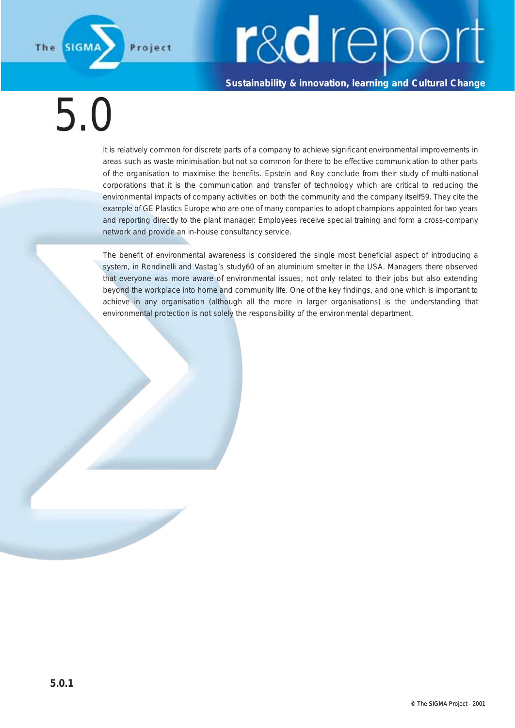# 5.0

It is relatively common for discrete parts of a company to achieve significant environmental improvements in areas such as waste minimisation but not so common for there to be effective communication to other parts of the organisation to maximise the benefits. Epstein and Roy conclude from their study of multi-national corporations that it is the communication and transfer of technology which are critical to reducing the environmental impacts of company activities on both the community and the company itself[59]. They cite the example of GE Plastics Europe who are one of many companies to adopt champions appointed for two years and reporting directly to the plant manager. Employees receive special training and form a cross-company network and provide an in-house consultancy service.

The benefit of environmental awareness is considered the single most beneficial aspect of introducing a system, in Rondinelli and Vastag's study[60] of an aluminium smelter in the USA. Managers there observed that everyone was more aware of environmental issues, not only related to their jobs but also extending beyond the workplace into home and community life. One of the key findings, and one which is important to achieve in any organisation (although all the more in larger organisations) is the understanding that environmental protection is not solely the responsibility of the environmental department.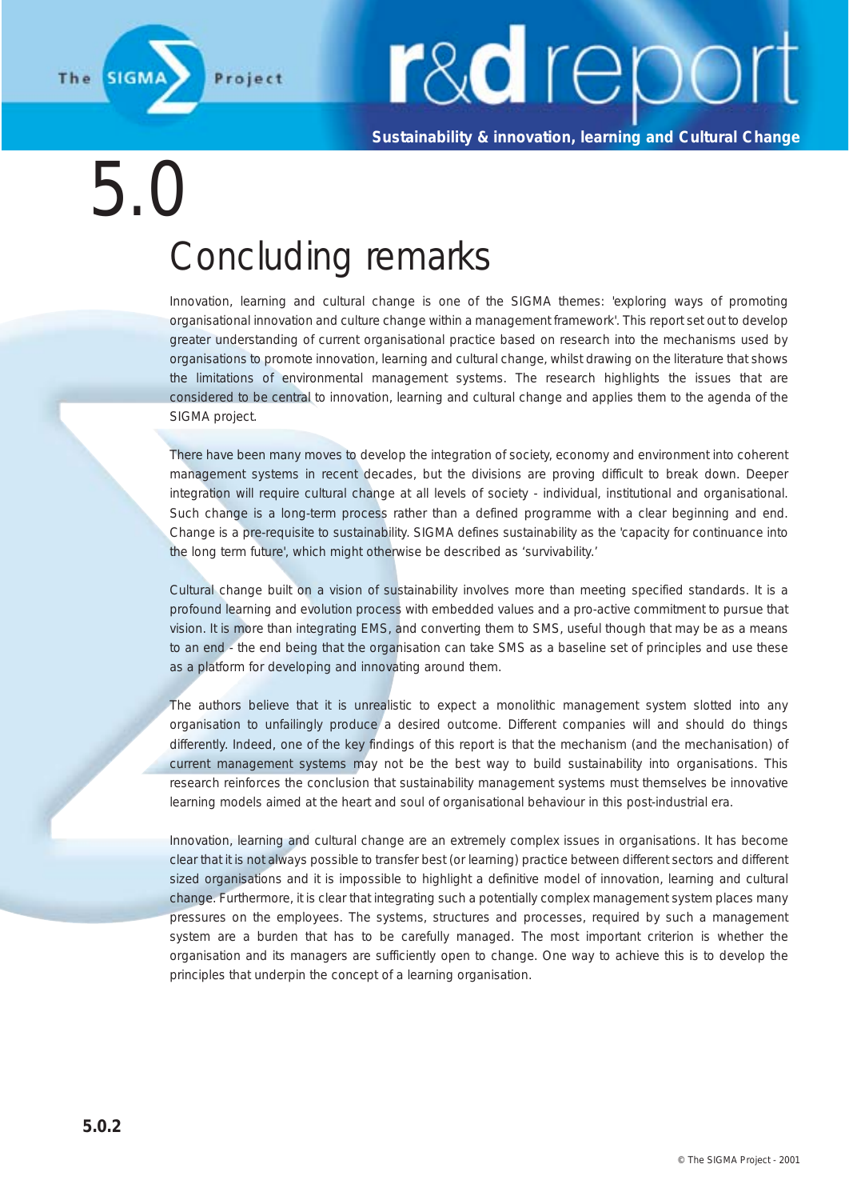# 5.0 Concluding remarks

Innovation, learning and cultural change is one of the SIGMA themes: 'exploring ways of promoting organisational innovation and culture change within a management framework'. This report set out to develop greater understanding of current organisational practice based on research into the mechanisms used by organisations to promote innovation, learning and cultural change, whilst drawing on the literature that shows the limitations of environmental management systems. The research highlights the issues that are considered to be central to innovation, learning and cultural change and applies them to the agenda of the SIGMA project.

There have been many moves to develop the integration of society, economy and environment into coherent management systems in recent decades, but the divisions are proving difficult to break down. Deeper integration will require cultural change at all levels of society - individual, institutional and organisational. Such change is a long-term process rather than a defined programme with a clear beginning and end. Change is a pre-requisite to sustainability. SIGMA defines sustainability as the 'capacity for continuance into the long term future', which might otherwise be described as 'survivability.'

Cultural change built on a vision of sustainability involves more than meeting specified standards. It is a profound learning and evolution process with embedded values and a pro-active commitment to pursue that vision. It is more than integrating EMS, and converting them to SMS, useful though that may be as a means to an end - the end being that the organisation can take SMS as a baseline set of principles and use these as a platform for developing and innovating around them.

The authors believe that it is unrealistic to expect a monolithic management system slotted into any organisation to unfailingly produce a desired outcome. Different companies will and should do things differently. Indeed, one of the key findings of this report is that the mechanism (and the mechanisation) of current management systems may not be the best way to build sustainability into organisations. This research reinforces the conclusion that sustainability management systems must themselves be innovative learning models aimed at the heart and soul of organisational behaviour in this post-industrial era.

Innovation, learning and cultural change are an extremely complex issues in organisations. It has become clear that it is not always possible to transfer best (or learning) practice between different sectors and different sized organisations and it is impossible to highlight a definitive model of innovation, learning and cultural change. Furthermore, it is clear that integrating such a potentially complex management system places many pressures on the employees. The systems, structures and processes, required by such a management system are a burden that has to be carefully managed. The most important criterion is whether the organisation and its managers are sufficiently open to change. One way to achieve this is to develop the principles that underpin the concept of a learning organisation.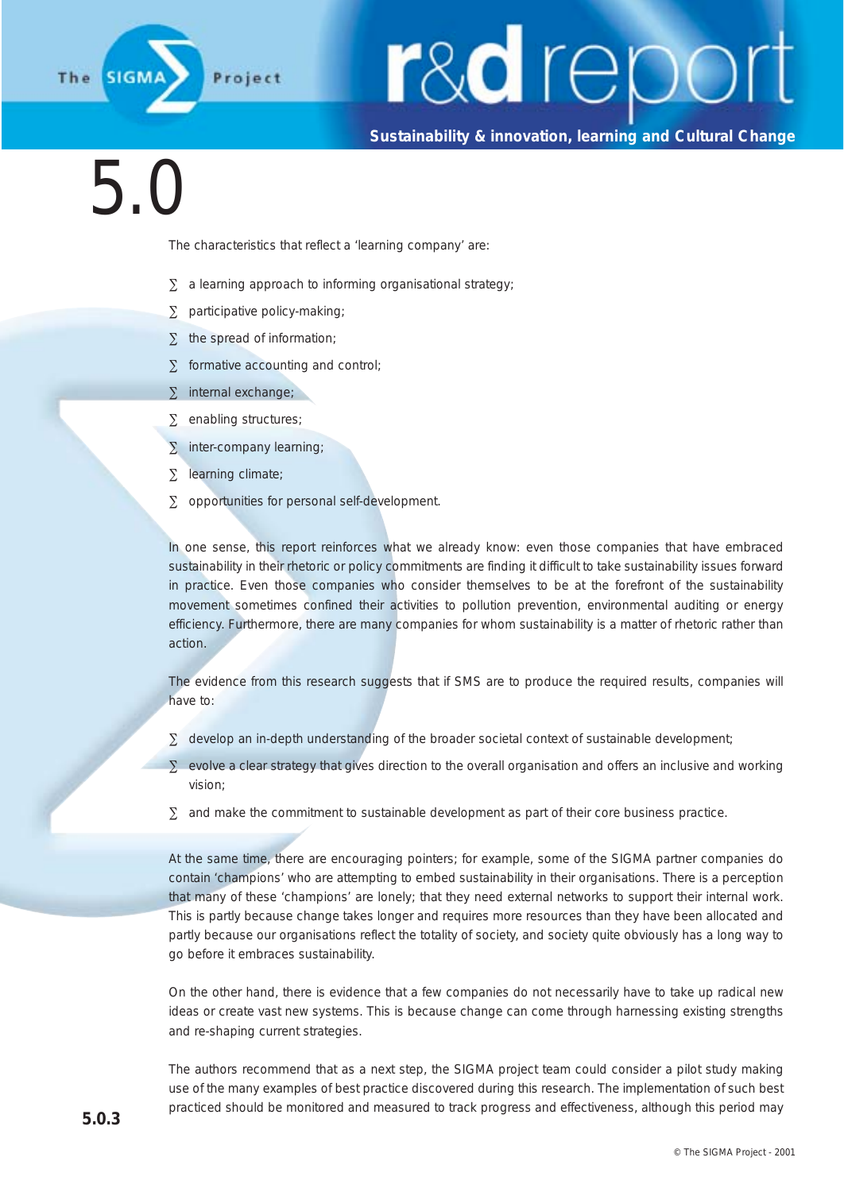# 5.0

The characteristics that reflect a 'learning company' are:

- a learning approach to informing organisational strategy;
- participative policy-making;
- the spread of information;
- formative accounting and control;
- internal exchange;
- enabling structures;
- inter-company learning;
- learning climate;
- opportunities for personal self-development.

In one sense, this report reinforces what we already know: even those companies that have embraced sustainability in their rhetoric or policy commitments are finding it difficult to take sustainability issues forward in practice. Even those companies who consider themselves to be at the forefront of the sustainability movement sometimes confined their activities to pollution prevention, environmental auditing or energy efficiency. Furthermore, there are many companies for whom sustainability is a matter of rhetoric rather than action.

The evidence from this research suggests that if SMS are to produce the required results, companies will have to:

- develop an in-depth understanding of the broader societal context of sustainable development;
- evolve a clear strategy that gives direction to the overall organisation and offers an inclusive and working vision;
- and make the commitment to sustainable development as part of their core business practice.

At the same time, there are encouraging pointers; for example, some of the SIGMA partner companies do contain 'champions' who are attempting to embed sustainability in their organisations. There is a perception that many of these 'champions' are lonely; that they need external networks to support their internal work. This is partly because change takes longer and requires more resources than they have been allocated and partly because our organisations reflect the totality of society, and society quite obviously has a long way to go before it embraces sustainability.

On the other hand, there is evidence that a few companies do not necessarily have to take up radical new ideas or create vast new systems. This is because change can come through harnessing existing strengths and re-shaping current strategies.

The authors recommend that as a next step, the SIGMA project team could consider a pilot study making use of the many examples of best practice discovered during this research. The implementation of such best practiced should be monitored and measured to track progress and effectiveness, although this period may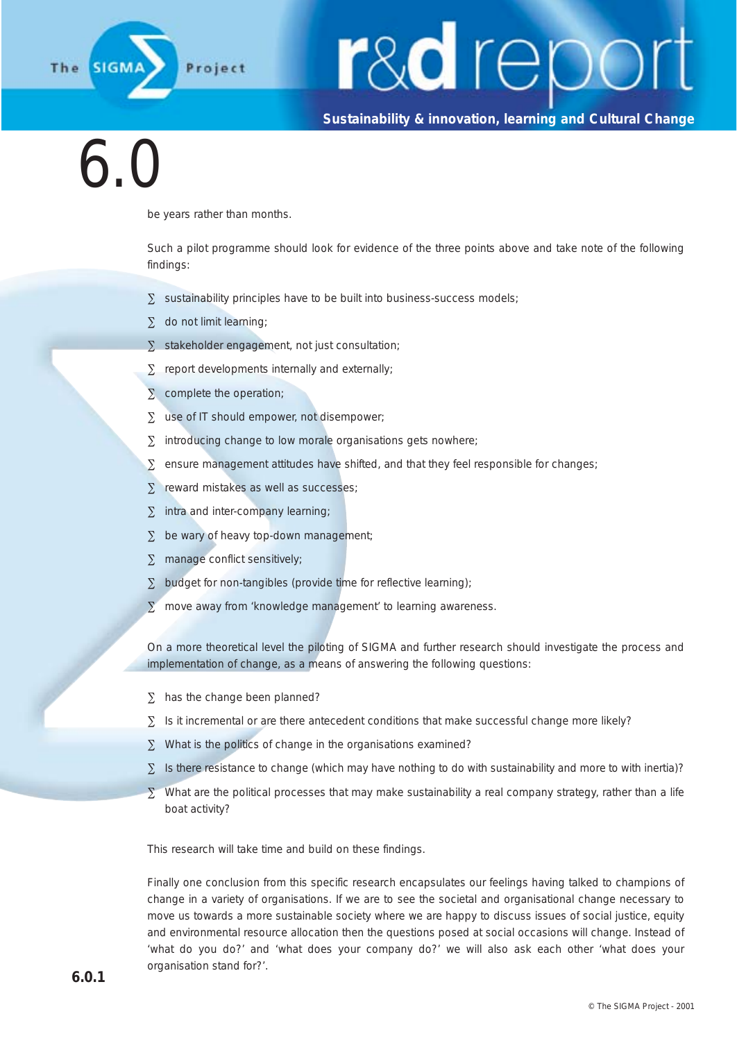be years rather than months.

Such a pilot programme should look for evidence of the three points above and take note of the following findings:

- sustainability principles have to be built into business-success models;
- do not limit learning;
- stakeholder engagement, not just consultation;
- report developments internally and externally;
- complete the operation;
- use of IT should empower, not disempower;
- introducing change to low morale organisations gets nowhere;
- ensure management attitudes have shifted, and that they feel responsible for changes;
- reward mistakes as well as successes;
- intra and inter-company learning;
- be wary of heavy top-down management;
- manage conflict sensitively;
- budget for non-tangibles (provide time for reflective learning);
- move away from 'knowledge management' to learning awareness.

On a more theoretical level the piloting of SIGMA and further research should investigate the process and implementation of change, as a means of answering the following questions:

- has the change been planned?
- Is it incremental or are there antecedent conditions that make successful change more likely?
- What is the politics of change in the organisations examined?
- Is there resistance to change (which may have nothing to do with sustainability and more to with inertia)?
- What are the political processes that may make sustainability a real company strategy, rather than a life boat activity?

This research will take time and build on these findings.

Finally one conclusion from this specific research encapsulates our feelings having talked to champions of change in a variety of organisations. If we are to see the societal and organisational change necessary to move us towards a more sustainable society where we are happy to discuss issues of social justice, equity and environmental resource allocation then the questions posed at social occasions will change. Instead of 'what do you do?' and 'what does your company do?' we will also ask each other 'what does your organisation stand for?'.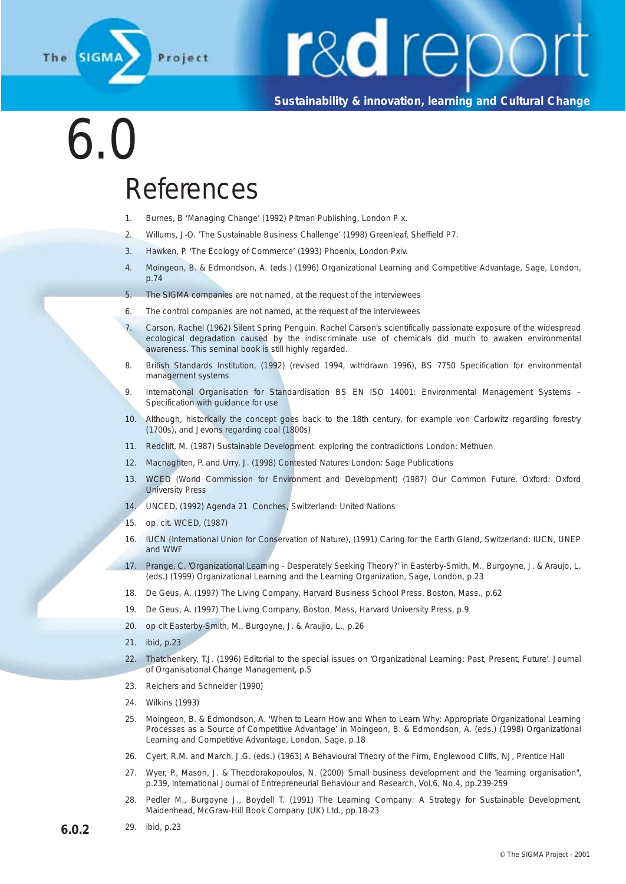# 6.0

## References

1. Burnes, B 'Managing Change' (1992) Pitman Publishing, London P x.
2. Willums, J-O. 'The Sustainable Business Challenge' (1998) Greenleaf, Sheffield P7.
3. Hawken, P. 'The Ecology of Commerce' (1993) Phoenix, London Pxiv.
4. Moingeon, B. & Edmondson, A. (eds.) (1996) Organizational Learning and Competitive Advantage, Sage, London, p.74
5. The SIGMA companies are not named, at the request of the interviewees
6. The control companies are not named, at the request of the interviewees
7. Carson, Rachel (1962) Silent Spring Penguin. Rachel Carson's scientifically passionate exposure of the widespread ecological degradation caused by the indiscriminate use of chemicals did much to awaken environmental awareness. This seminal book is still highly regarded.
8. British Standards Institution, (1992) (revised 1994, withdrawn 1996), BS 7750 Specification for environmental management systems
9. International Organisation for Standardisation BS EN ISO 14001: Environmental Management Systems – Specification with guidance for use
10. Although, historically the concept goes back to the 18th century, for example von Carlowitz regarding forestry (1700s), and Jevons regarding coal (1800s)
11. Redclift, M. (1987) Sustainable Development: exploring the contradictions London: Methuen
12. Macnaghten, P. and Urry, J. (1998) Contested Natures London: Sage Publications
13. WCED (World Commission for Environment and Development) (1987) Our Common Future. Oxford: Oxford University Press
14. UNCED, (1992) Agenda 21 Conches, Switzerland: United Nations
15. op. cit. WCED, (1987)
16. IUCN (International Union for Conservation of Nature), (1991) Caring for the Earth Gland, Switzerland: IUCN, UNEP and WWF
17. Prange, C. 'Organizational Learning - Desperately Seeking Theory?' in Easterby-Smith, M., Burgoyne, J. & Araujo, L. (eds.) (1999) Organizational Learning and the Learning Organization, Sage, London, p.23
18. De Geus, A. (1997) The Living Company, Harvard Business School Press, Boston, Mass., p.62
19. De Geus, A. (1997) The Living Company, Boston, Mass, Harvard University Press, p.9
20. op cit Easterby-Smith, M., Burgoyne, J. & Araujio, L., p.26
21. ibid, p.23
22. Thatchenkery, T.J. (1996) Editorial to the special issues on 'Organizational Learning: Past, Present, Future'. Journal of Organisational Change Management, p.5
23. Reichers and Schneider (1990)
24. Wilkins (1993)
25. Moingeon, B. & Edmondson, A. 'When to Learn How and When to Learn Why: Appropriate Organizational Learning Processes as a Source of Competitive Advantage' in Moingeon, B. & Edmondson, A. (eds.) (1998) Organizational Learning and Competitive Advantage, London, Sage, p.18
26. Cyert, R.M. and March, J.G. (eds.) (1963) A Behavioural Theory of the Firm, Englewood Cliffs, NJ, Prentice Hall
27. Wyer, P., Mason, J. & Theodorakopoulos, N. (2000) 'Small business development and the 'learning organisation'', p.239, International Journal of Entrepreneurial Behaviour and Research, Vol.6, No.4, pp.239-259
28. Pedler M., Burgoyne J., Boydell T. (1991) The Learning Company: A Strategy for Sustainable Development, Maidenhead, McGraw-Hill Book Company (UK) Ltd., pp.18-23
29. ibid, p.23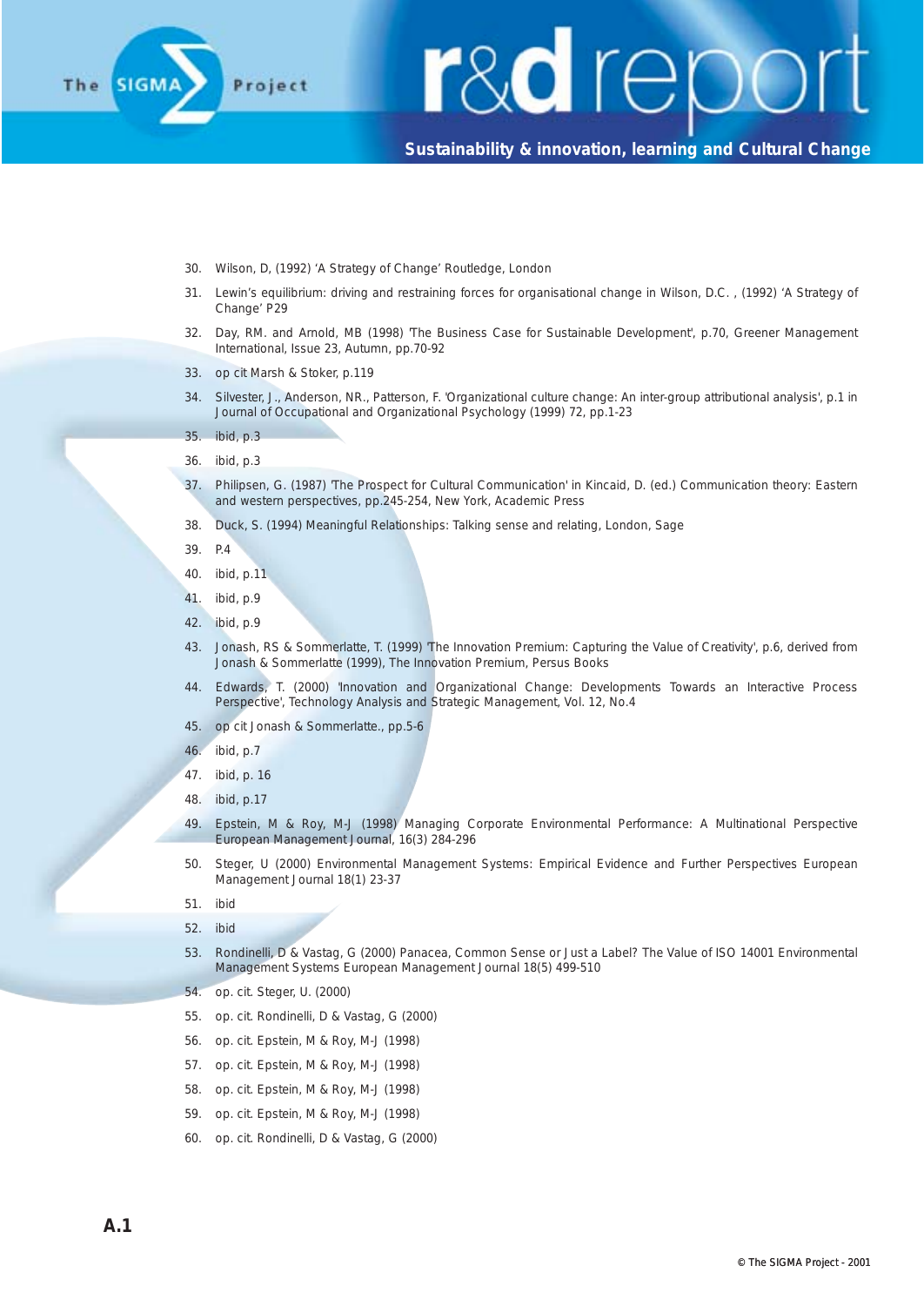30. Wilson, D, (1992) 'A Strategy of Change' Routledge, London
31. Lewin's equilibrium: driving and restraining forces for organisational change in Wilson, D.C. , (1992) 'A Strategy of Change' P29
32. Day, RM. and Arnold, MB (1998) 'The Business Case for Sustainable Development', p.70, Greener Management International, Issue 23, Autumn, pp.70-92
33. op cit Marsh & Stoker, p.119
34. Silvester, J., Anderson, NR., Patterson, F. 'Organizational culture change: An inter-group attributional analysis', p.1 in Journal of Occupational and Organizational Psychology (1999) 72, pp.1-23
35. ibid, p.3
36. ibid, p.3
37. Philipsen, G. (1987) 'The Prospect for Cultural Communication' in Kincaid, D. (ed.) Communication theory: Eastern and western perspectives, pp.245-254, New York, Academic Press
38. Duck, S. (1994) Meaningful Relationships: Talking sense and relating, London, Sage
39. P.4
40. ibid, p.11
41. ibid, p.9
42. ibid, p.9
43. Jonash, RS & Sommerlatte, T. (1999) 'The Innovation Premium: Capturing the Value of Creativity', p.6, derived from Jonash & Sommerlatte (1999), The Innovation Premium, Persus Books
44. Edwards, T. (2000) 'Innovation and Organizational Change: Developments Towards an Interactive Process Perspective', Technology Analysis and Strategic Management, Vol. 12, No.4
45. op cit Jonash & Sommerlatte., pp.5-6
46. ibid, p.7
47. ibid, p. 16
48. ibid, p.17
49. Epstein, M & Roy, M-J (1998) Managing Corporate Environmental Performance: A Multinational Perspective European Management Journal, 16(3) 284-296
50. Steger, U (2000) Environmental Management Systems: Empirical Evidence and Further Perspectives European Management Journal 18(1) 23-37
51. ibid
52. ibid
53. Rondinelli, D & Vastag, G (2000) Panacea, Common Sense or Just a Label? The Value of ISO 14001 Environmental Management Systems European Management Journal 18(5) 499-510
54. op. cit. Steger, U. (2000)
55. op. cit. Rondinelli, D & Vastag, G (2000)
56. op. cit. Epstein, M & Roy, M-J (1998)
57. op. cit. Epstein, M & Roy, M-J (1998)
58. op. cit. Epstein, M & Roy, M-J (1998)
59. op. cit. Epstein, M & Roy, M-J (1998)
60. op. cit. Rondinelli, D & Vastag, G (2000)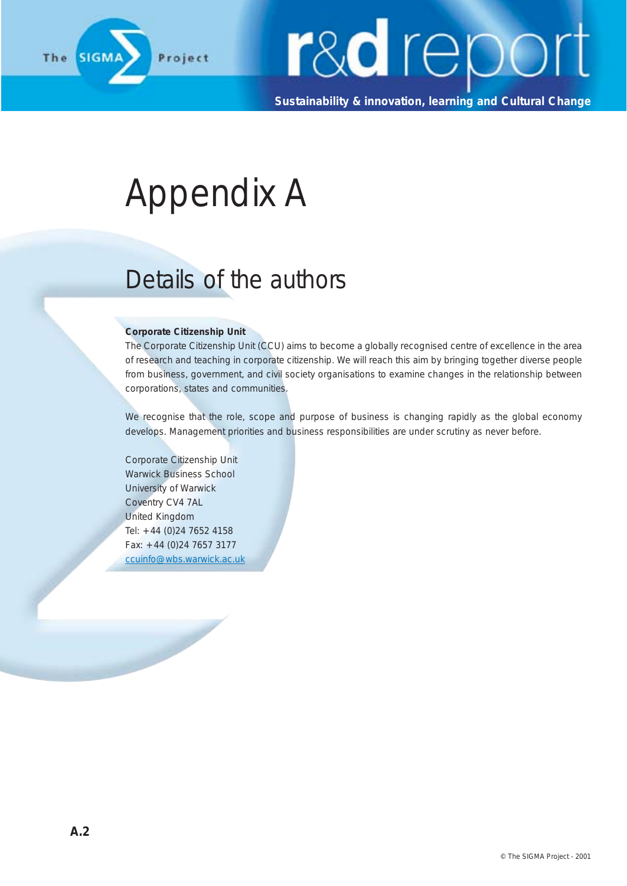# Appendix A

## Details of the authors

**Corporate Citizenship Unit**

The Corporate Citizenship Unit (CCU) aims to become a globally recognised centre of excellence in the area of research and teaching in corporate citizenship. We will reach this aim by bringing together diverse people from business, government, and civil society organisations to examine changes in the relationship between corporations, states and communities.

We recognise that the role, scope and purpose of business is changing rapidly as the global economy develops. Management priorities and business responsibilities are under scrutiny as never before.

Corporate Citizenship Unit
Warwick Business School
University of Warwick
Coventry CV4 7AL
United Kingdom
Tel: +44 (0)24 7652 4158
Fax: +44 (0)24 7657 3177
ccuinfo@wbs.warwick.ac.uk